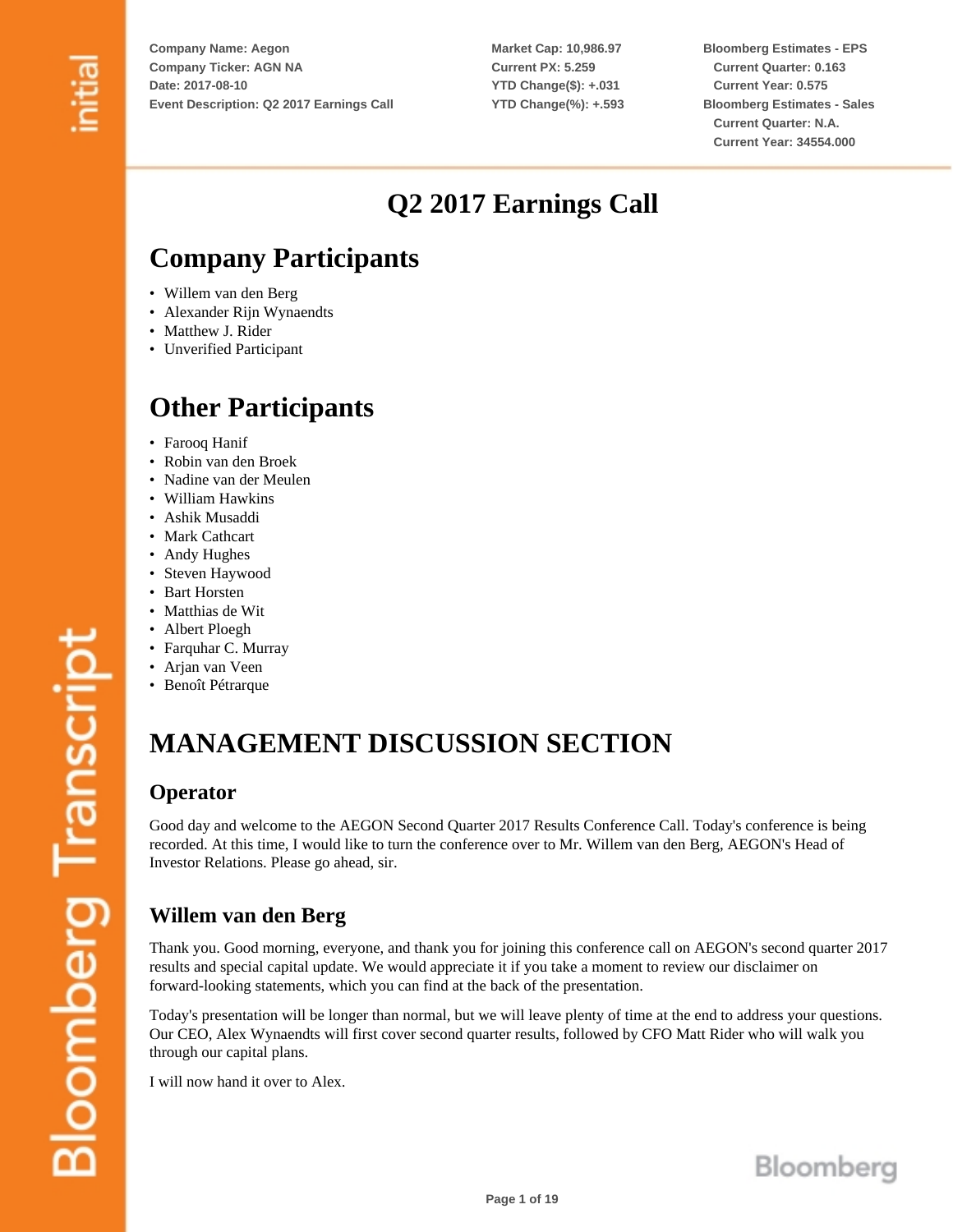Company Name: Aegon
Company Ticker: AGN NA
Date: 2017-08-10
Event Description: Q2 2017 Earnings Call

Market Cap: 10,986.97
Current PX: 5.259
YTD Change($): +.031
YTD Change(%): +.593

Bloomberg Estimates - EPS
Current Quarter: 0.163
Current Year: 0.575
Bloomberg Estimates - Sales
Current Quarter: N.A.
Current Year: 34554.000

# Q2 2017 Earnings Call

## Company Participants

- Willem van den Berg
- Alexander Rijn Wynaendts
- Matthew J. Rider
- Unverified Participant

## Other Participants

- Farooq Hanif
- Robin van den Broek
- Nadine van der Meulen
- William Hawkins
- Ashik Musaddi
- Mark Cathcart
- Andy Hughes
- Steven Haywood
- Bart Horsten
- Matthias de Wit
- Albert Ploegh
- Farquhar C. Murray
- Arjan van Veen
- Benoît Pétrarque

## MANAGEMENT DISCUSSION SECTION

### Operator

Good day and welcome to the AEGON Second Quarter 2017 Results Conference Call. Today's conference is being recorded. At this time, I would like to turn the conference over to Mr. Willem van den Berg, AEGON's Head of Investor Relations. Please go ahead, sir.

### Willem van den Berg

Thank you. Good morning, everyone, and thank you for joining this conference call on AEGON's second quarter 2017 results and special capital update. We would appreciate it if you take a moment to review our disclaimer on forward-looking statements, which you can find at the back of the presentation.

Today's presentation will be longer than normal, but we will leave plenty of time at the end to address your questions. Our CEO, Alex Wynaendts will first cover second quarter results, followed by CFO Matt Rider who will walk you through our capital plans.

I will now hand it over to Alex.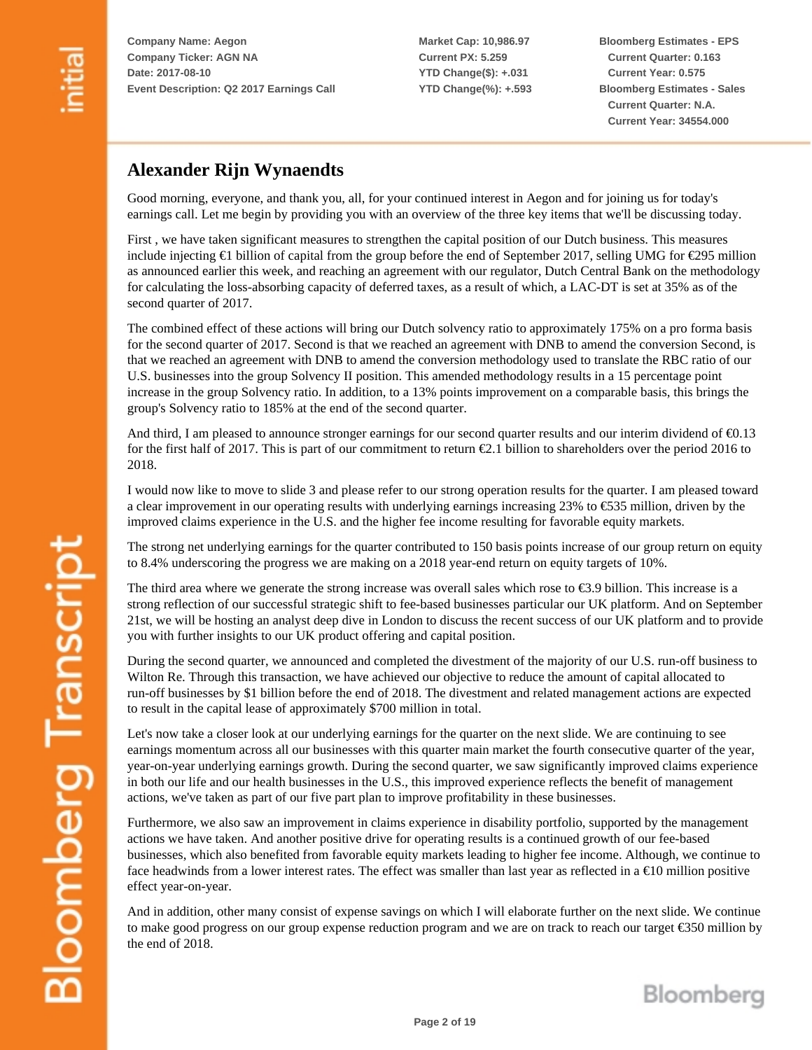Company Name: Aegon
Company Ticker: AGN NA
Date: 2017-08-10
Event Description: Q2 2017 Earnings Call

Market Cap: 10,986.97
Current PX: 5.259
YTD Change($): +.031
YTD Change(%): +.593

Bloomberg Estimates - EPS
Current Quarter: 0.163
Current Year: 0.575
Bloomberg Estimates - Sales
Current Quarter: N.A.
Current Year: 34554.000

## Alexander Rijn Wynaendts

Good morning, everyone, and thank you, all, for your continued interest in Aegon and for joining us for today's earnings call. Let me begin by providing you with an overview of the three key items that we'll be discussing today.

First , we have taken significant measures to strengthen the capital position of our Dutch business. This measures include injecting €1 billion of capital from the group before the end of September 2017, selling UMG for €295 million as announced earlier this week, and reaching an agreement with our regulator, Dutch Central Bank on the methodology for calculating the loss-absorbing capacity of deferred taxes, as a result of which, a LAC-DT is set at 35% as of the second quarter of 2017.

The combined effect of these actions will bring our Dutch solvency ratio to approximately 175% on a pro forma basis for the second quarter of 2017. Second is that we reached an agreement with DNB to amend the conversion Second, is that we reached an agreement with DNB to amend the conversion methodology used to translate the RBC ratio of our U.S. businesses into the group Solvency II position. This amended methodology results in a 15 percentage point increase in the group Solvency ratio. In addition, to a 13% points improvement on a comparable basis, this brings the group's Solvency ratio to 185% at the end of the second quarter.

And third, I am pleased to announce stronger earnings for our second quarter results and our interim dividend of €0.13 for the first half of 2017. This is part of our commitment to return €2.1 billion to shareholders over the period 2016 to 2018.

I would now like to move to slide 3 and please refer to our strong operation results for the quarter. I am pleased toward a clear improvement in our operating results with underlying earnings increasing 23% to €535 million, driven by the improved claims experience in the U.S. and the higher fee income resulting for favorable equity markets.

The strong net underlying earnings for the quarter contributed to 150 basis points increase of our group return on equity to 8.4% underscoring the progress we are making on a 2018 year-end return on equity targets of 10%.

The third area where we generate the strong increase was overall sales which rose to €3.9 billion. This increase is a strong reflection of our successful strategic shift to fee-based businesses particular our UK platform. And on September 21st, we will be hosting an analyst deep dive in London to discuss the recent success of our UK platform and to provide you with further insights to our UK product offering and capital position.

During the second quarter, we announced and completed the divestment of the majority of our U.S. run-off business to Wilton Re. Through this transaction, we have achieved our objective to reduce the amount of capital allocated to run-off businesses by $1 billion before the end of 2018. The divestment and related management actions are expected to result in the capital lease of approximately $700 million in total.

Let's now take a closer look at our underlying earnings for the quarter on the next slide. We are continuing to see earnings momentum across all our businesses with this quarter main market the fourth consecutive quarter of the year, year-on-year underlying earnings growth. During the second quarter, we saw significantly improved claims experience in both our life and our health businesses in the U.S., this improved experience reflects the benefit of management actions, we've taken as part of our five part plan to improve profitability in these businesses.

Furthermore, we also saw an improvement in claims experience in disability portfolio, supported by the management actions we have taken. And another positive drive for operating results is a continued growth of our fee-based businesses, which also benefited from favorable equity markets leading to higher fee income. Although, we continue to face headwinds from a lower interest rates. The effect was smaller than last year as reflected in a €10 million positive effect year-on-year.

And in addition, other many consist of expense savings on which I will elaborate further on the next slide. We continue to make good progress on our group expense reduction program and we are on track to reach our target €350 million by the end of 2018.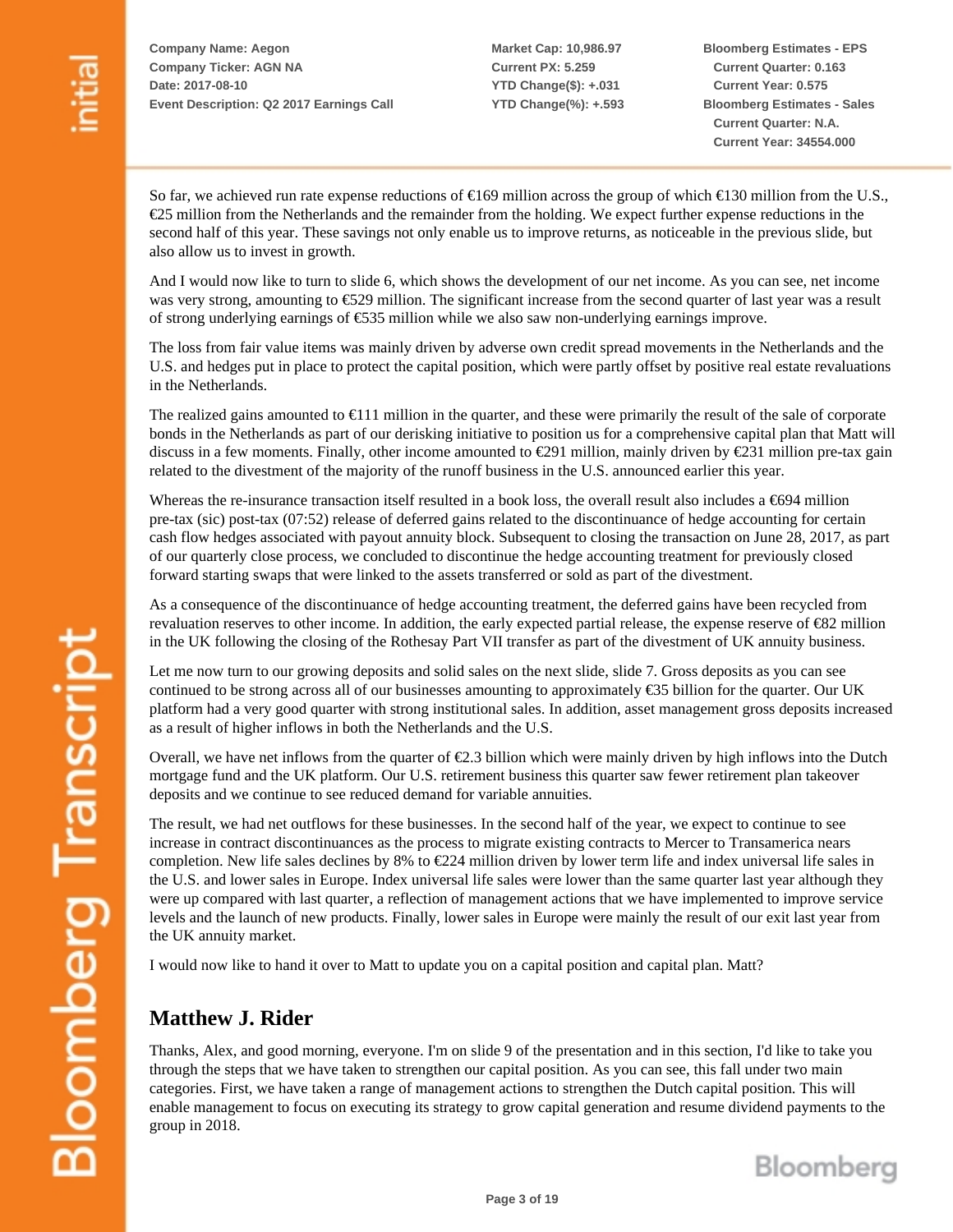So far, we achieved run rate expense reductions of €169 million across the group of which €130 million from the U.S., €25 million from the Netherlands and the remainder from the holding. We expect further expense reductions in the second half of this year. These savings not only enable us to improve returns, as noticeable in the previous slide, but also allow us to invest in growth.

And I would now like to turn to slide 6, which shows the development of our net income. As you can see, net income was very strong, amounting to €529 million. The significant increase from the second quarter of last year was a result of strong underlying earnings of €535 million while we also saw non-underlying earnings improve.

The loss from fair value items was mainly driven by adverse own credit spread movements in the Netherlands and the U.S. and hedges put in place to protect the capital position, which were partly offset by positive real estate revaluations in the Netherlands.

The realized gains amounted to €111 million in the quarter, and these were primarily the result of the sale of corporate bonds in the Netherlands as part of our derisking initiative to position us for a comprehensive capital plan that Matt will discuss in a few moments. Finally, other income amounted to €291 million, mainly driven by €231 million pre-tax gain related to the divestment of the majority of the runoff business in the U.S. announced earlier this year.

Whereas the re-insurance transaction itself resulted in a book loss, the overall result also includes a €694 million pre-tax (sic) post-tax (07:52) release of deferred gains related to the discontinuance of hedge accounting for certain cash flow hedges associated with payout annuity block. Subsequent to closing the transaction on June 28, 2017, as part of our quarterly close process, we concluded to discontinue the hedge accounting treatment for previously closed forward starting swaps that were linked to the assets transferred or sold as part of the divestment.

As a consequence of the discontinuance of hedge accounting treatment, the deferred gains have been recycled from revaluation reserves to other income. In addition, the early expected partial release, the expense reserve of €82 million in the UK following the closing of the Rothesay Part VII transfer as part of the divestment of UK annuity business.

Let me now turn to our growing deposits and solid sales on the next slide, slide 7. Gross deposits as you can see continued to be strong across all of our businesses amounting to approximately €35 billion for the quarter. Our UK platform had a very good quarter with strong institutional sales. In addition, asset management gross deposits increased as a result of higher inflows in both the Netherlands and the U.S.

Overall, we have net inflows from the quarter of €2.3 billion which were mainly driven by high inflows into the Dutch mortgage fund and the UK platform. Our U.S. retirement business this quarter saw fewer retirement plan takeover deposits and we continue to see reduced demand for variable annuities.

The result, we had net outflows for these businesses. In the second half of the year, we expect to continue to see increase in contract discontinuances as the process to migrate existing contracts to Mercer to Transamerica nears completion. New life sales declines by 8% to €224 million driven by lower term life and index universal life sales in the U.S. and lower sales in Europe. Index universal life sales were lower than the same quarter last year although they were up compared with last quarter, a reflection of management actions that we have implemented to improve service levels and the launch of new products. Finally, lower sales in Europe were mainly the result of our exit last year from the UK annuity market.

I would now like to hand it over to Matt to update you on a capital position and capital plan. Matt?

## Matthew J. Rider

Thanks, Alex, and good morning, everyone. I'm on slide 9 of the presentation and in this section, I'd like to take you through the steps that we have taken to strengthen our capital position. As you can see, this fall under two main categories. First, we have taken a range of management actions to strengthen the Dutch capital position. This will enable management to focus on executing its strategy to grow capital generation and resume dividend payments to the group in 2018.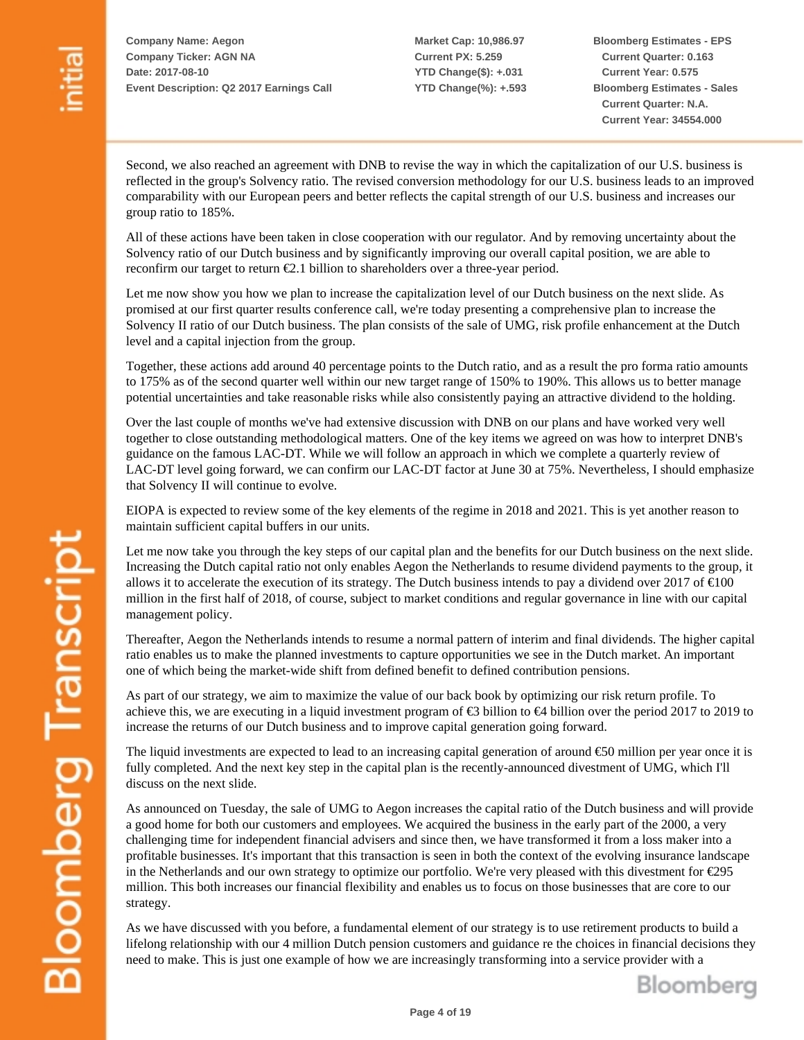Second, we also reached an agreement with DNB to revise the way in which the capitalization of our U.S. business is reflected in the group's Solvency ratio. The revised conversion methodology for our U.S. business leads to an improved comparability with our European peers and better reflects the capital strength of our U.S. business and increases our group ratio to 185%.

All of these actions have been taken in close cooperation with our regulator. And by removing uncertainty about the Solvency ratio of our Dutch business and by significantly improving our overall capital position, we are able to reconfirm our target to return €2.1 billion to shareholders over a three-year period.

Let me now show you how we plan to increase the capitalization level of our Dutch business on the next slide. As promised at our first quarter results conference call, we're today presenting a comprehensive plan to increase the Solvency II ratio of our Dutch business. The plan consists of the sale of UMG, risk profile enhancement at the Dutch level and a capital injection from the group.

Together, these actions add around 40 percentage points to the Dutch ratio, and as a result the pro forma ratio amounts to 175% as of the second quarter well within our new target range of 150% to 190%. This allows us to better manage potential uncertainties and take reasonable risks while also consistently paying an attractive dividend to the holding.

Over the last couple of months we've had extensive discussion with DNB on our plans and have worked very well together to close outstanding methodological matters. One of the key items we agreed on was how to interpret DNB's guidance on the famous LAC-DT. While we will follow an approach in which we complete a quarterly review of LAC-DT level going forward, we can confirm our LAC-DT factor at June 30 at 75%. Nevertheless, I should emphasize that Solvency II will continue to evolve.

EIOPA is expected to review some of the key elements of the regime in 2018 and 2021. This is yet another reason to maintain sufficient capital buffers in our units.

Let me now take you through the key steps of our capital plan and the benefits for our Dutch business on the next slide. Increasing the Dutch capital ratio not only enables Aegon the Netherlands to resume dividend payments to the group, it allows it to accelerate the execution of its strategy. The Dutch business intends to pay a dividend over 2017 of €100 million in the first half of 2018, of course, subject to market conditions and regular governance in line with our capital management policy.

Thereafter, Aegon the Netherlands intends to resume a normal pattern of interim and final dividends. The higher capital ratio enables us to make the planned investments to capture opportunities we see in the Dutch market. An important one of which being the market-wide shift from defined benefit to defined contribution pensions.

As part of our strategy, we aim to maximize the value of our back book by optimizing our risk return profile. To achieve this, we are executing in a liquid investment program of €3 billion to €4 billion over the period 2017 to 2019 to increase the returns of our Dutch business and to improve capital generation going forward.

The liquid investments are expected to lead to an increasing capital generation of around €50 million per year once it is fully completed. And the next key step in the capital plan is the recently-announced divestment of UMG, which I'll discuss on the next slide.

As announced on Tuesday, the sale of UMG to Aegon increases the capital ratio of the Dutch business and will provide a good home for both our customers and employees. We acquired the business in the early part of the 2000, a very challenging time for independent financial advisers and since then, we have transformed it from a loss maker into a profitable businesses. It's important that this transaction is seen in both the context of the evolving insurance landscape in the Netherlands and our own strategy to optimize our portfolio. We're very pleased with this divestment for €295 million. This both increases our financial flexibility and enables us to focus on those businesses that are core to our strategy.

As we have discussed with you before, a fundamental element of our strategy is to use retirement products to build a lifelong relationship with our 4 million Dutch pension customers and guidance re the choices in financial decisions they need to make. This is just one example of how we are increasingly transforming into a service provider with a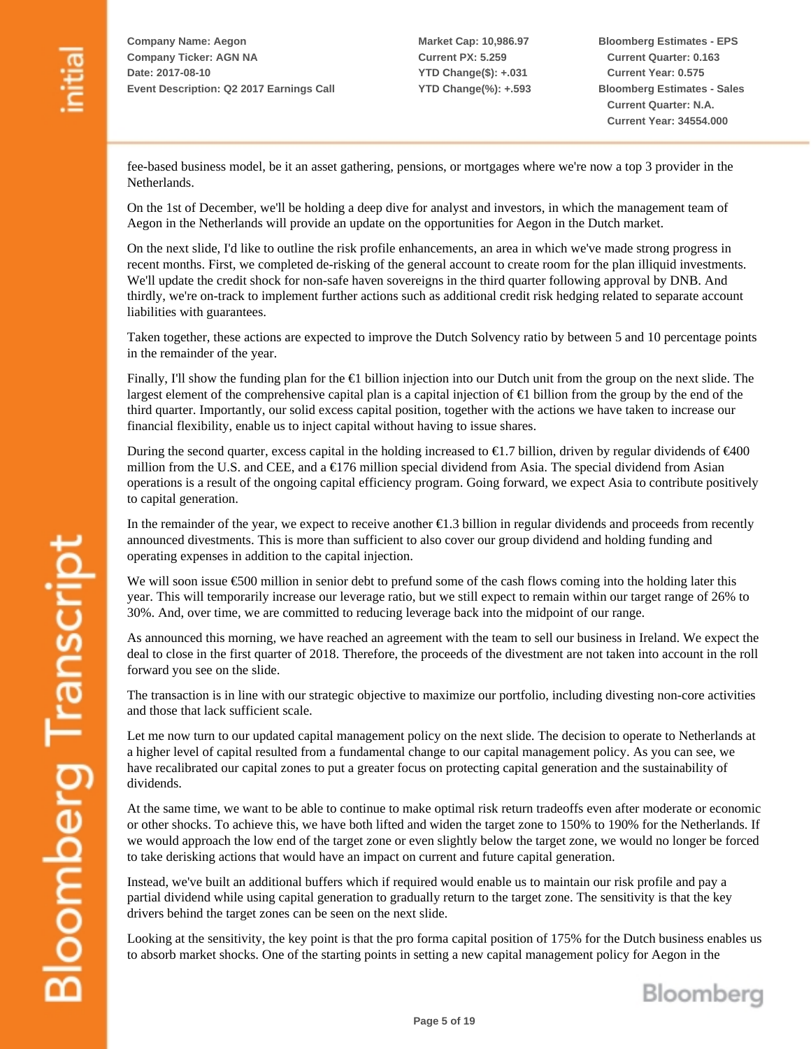fee-based business model, be it an asset gathering, pensions, or mortgages where we're now a top 3 provider in the Netherlands.

On the 1st of December, we'll be holding a deep dive for analyst and investors, in which the management team of Aegon in the Netherlands will provide an update on the opportunities for Aegon in the Dutch market.

On the next slide, I'd like to outline the risk profile enhancements, an area in which we've made strong progress in recent months. First, we completed de-risking of the general account to create room for the plan illiquid investments. We'll update the credit shock for non-safe haven sovereigns in the third quarter following approval by DNB. And thirdly, we're on-track to implement further actions such as additional credit risk hedging related to separate account liabilities with guarantees.

Taken together, these actions are expected to improve the Dutch Solvency ratio by between 5 and 10 percentage points in the remainder of the year.

Finally, I'll show the funding plan for the €1 billion injection into our Dutch unit from the group on the next slide. The largest element of the comprehensive capital plan is a capital injection of €1 billion from the group by the end of the third quarter. Importantly, our solid excess capital position, together with the actions we have taken to increase our financial flexibility, enable us to inject capital without having to issue shares.

During the second quarter, excess capital in the holding increased to €1.7 billion, driven by regular dividends of €400 million from the U.S. and CEE, and a €176 million special dividend from Asia. The special dividend from Asian operations is a result of the ongoing capital efficiency program. Going forward, we expect Asia to contribute positively to capital generation.

In the remainder of the year, we expect to receive another €1.3 billion in regular dividends and proceeds from recently announced divestments. This is more than sufficient to also cover our group dividend and holding funding and operating expenses in addition to the capital injection.

We will soon issue €500 million in senior debt to prefund some of the cash flows coming into the holding later this year. This will temporarily increase our leverage ratio, but we still expect to remain within our target range of 26% to 30%. And, over time, we are committed to reducing leverage back into the midpoint of our range.

As announced this morning, we have reached an agreement with the team to sell our business in Ireland. We expect the deal to close in the first quarter of 2018. Therefore, the proceeds of the divestment are not taken into account in the roll forward you see on the slide.

The transaction is in line with our strategic objective to maximize our portfolio, including divesting non-core activities and those that lack sufficient scale.

Let me now turn to our updated capital management policy on the next slide. The decision to operate to Netherlands at a higher level of capital resulted from a fundamental change to our capital management policy. As you can see, we have recalibrated our capital zones to put a greater focus on protecting capital generation and the sustainability of dividends.

At the same time, we want to be able to continue to make optimal risk return tradeoffs even after moderate or economic or other shocks. To achieve this, we have both lifted and widen the target zone to 150% to 190% for the Netherlands. If we would approach the low end of the target zone or even slightly below the target zone, we would no longer be forced to take derisking actions that would have an impact on current and future capital generation.

Instead, we've built an additional buffers which if required would enable us to maintain our risk profile and pay a partial dividend while using capital generation to gradually return to the target zone. The sensitivity is that the key drivers behind the target zones can be seen on the next slide.

Looking at the sensitivity, the key point is that the pro forma capital position of 175% for the Dutch business enables us to absorb market shocks. One of the starting points in setting a new capital management policy for Aegon in the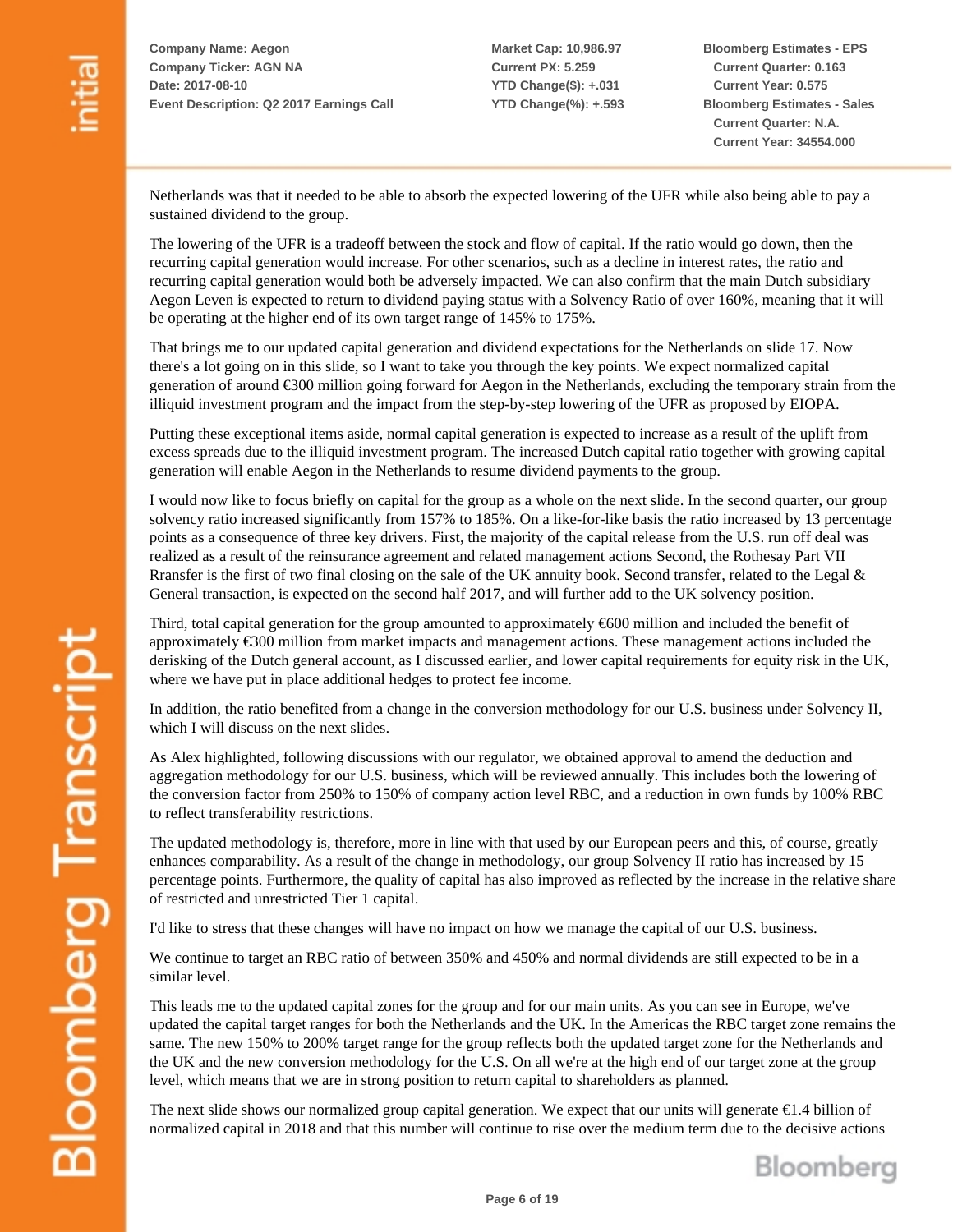Netherlands was that it needed to be able to absorb the expected lowering of the UFR while also being able to pay a sustained dividend to the group.

The lowering of the UFR is a tradeoff between the stock and flow of capital. If the ratio would go down, then the recurring capital generation would increase. For other scenarios, such as a decline in interest rates, the ratio and recurring capital generation would both be adversely impacted. We can also confirm that the main Dutch subsidiary Aegon Leven is expected to return to dividend paying status with a Solvency Ratio of over 160%, meaning that it will be operating at the higher end of its own target range of 145% to 175%.

That brings me to our updated capital generation and dividend expectations for the Netherlands on slide 17. Now there's a lot going on in this slide, so I want to take you through the key points. We expect normalized capital generation of around €300 million going forward for Aegon in the Netherlands, excluding the temporary strain from the illiquid investment program and the impact from the step-by-step lowering of the UFR as proposed by EIOPA.

Putting these exceptional items aside, normal capital generation is expected to increase as a result of the uplift from excess spreads due to the illiquid investment program. The increased Dutch capital ratio together with growing capital generation will enable Aegon in the Netherlands to resume dividend payments to the group.

I would now like to focus briefly on capital for the group as a whole on the next slide. In the second quarter, our group solvency ratio increased significantly from 157% to 185%. On a like-for-like basis the ratio increased by 13 percentage points as a consequence of three key drivers. First, the majority of the capital release from the U.S. run off deal was realized as a result of the reinsurance agreement and related management actions Second, the Rothesay Part VII Rransfer is the first of two final closing on the sale of the UK annuity book. Second transfer, related to the Legal & General transaction, is expected on the second half 2017, and will further add to the UK solvency position.

Third, total capital generation for the group amounted to approximately €600 million and included the benefit of approximately €300 million from market impacts and management actions. These management actions included the derisking of the Dutch general account, as I discussed earlier, and lower capital requirements for equity risk in the UK, where we have put in place additional hedges to protect fee income.

In addition, the ratio benefited from a change in the conversion methodology for our U.S. business under Solvency II, which I will discuss on the next slides.

As Alex highlighted, following discussions with our regulator, we obtained approval to amend the deduction and aggregation methodology for our U.S. business, which will be reviewed annually. This includes both the lowering of the conversion factor from 250% to 150% of company action level RBC, and a reduction in own funds by 100% RBC to reflect transferability restrictions.

The updated methodology is, therefore, more in line with that used by our European peers and this, of course, greatly enhances comparability. As a result of the change in methodology, our group Solvency II ratio has increased by 15 percentage points. Furthermore, the quality of capital has also improved as reflected by the increase in the relative share of restricted and unrestricted Tier 1 capital.

I'd like to stress that these changes will have no impact on how we manage the capital of our U.S. business.

We continue to target an RBC ratio of between 350% and 450% and normal dividends are still expected to be in a similar level.

This leads me to the updated capital zones for the group and for our main units. As you can see in Europe, we've updated the capital target ranges for both the Netherlands and the UK. In the Americas the RBC target zone remains the same. The new 150% to 200% target range for the group reflects both the updated target zone for the Netherlands and the UK and the new conversion methodology for the U.S. On all we're at the high end of our target zone at the group level, which means that we are in strong position to return capital to shareholders as planned.

The next slide shows our normalized group capital generation. We expect that our units will generate €1.4 billion of normalized capital in 2018 and that this number will continue to rise over the medium term due to the decisive actions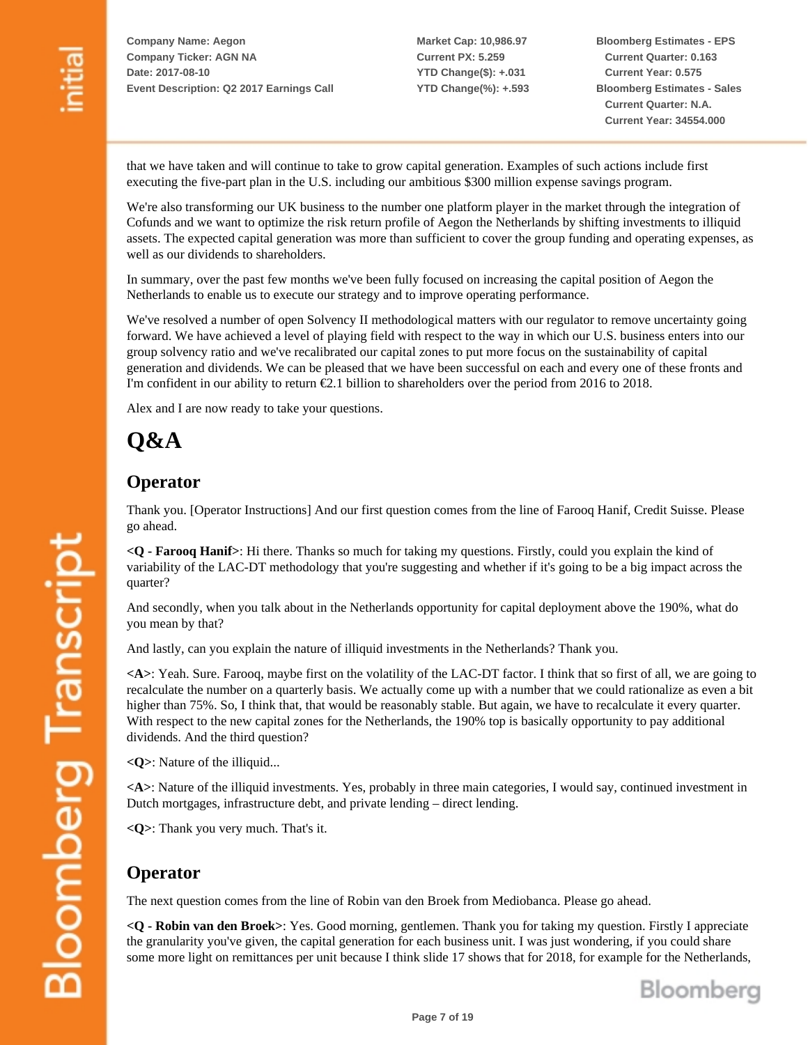that we have taken and will continue to take to grow capital generation. Examples of such actions include first executing the five-part plan in the U.S. including our ambitious $300 million expense savings program.

We're also transforming our UK business to the number one platform player in the market through the integration of Cofunds and we want to optimize the risk return profile of Aegon the Netherlands by shifting investments to illiquid assets. The expected capital generation was more than sufficient to cover the group funding and operating expenses, as well as our dividends to shareholders.

In summary, over the past few months we've been fully focused on increasing the capital position of Aegon the Netherlands to enable us to execute our strategy and to improve operating performance.

We've resolved a number of open Solvency II methodological matters with our regulator to remove uncertainty going forward. We have achieved a level of playing field with respect to the way in which our U.S. business enters into our group solvency ratio and we've recalibrated our capital zones to put more focus on the sustainability of capital generation and dividends. We can be pleased that we have been successful on each and every one of these fronts and I'm confident in our ability to return €2.1 billion to shareholders over the period from 2016 to 2018.

Alex and I are now ready to take your questions.

# Q&A

## Operator

Thank you. [Operator Instructions] And our first question comes from the line of Farooq Hanif, Credit Suisse. Please go ahead.

**<Q - Farooq Hanif>**: Hi there. Thanks so much for taking my questions. Firstly, could you explain the kind of variability of the LAC-DT methodology that you're suggesting and whether if it's going to be a big impact across the quarter?

And secondly, when you talk about in the Netherlands opportunity for capital deployment above the 190%, what do you mean by that?

And lastly, can you explain the nature of illiquid investments in the Netherlands? Thank you.

**<A>**: Yeah. Sure. Farooq, maybe first on the volatility of the LAC-DT factor. I think that so first of all, we are going to recalculate the number on a quarterly basis. We actually come up with a number that we could rationalize as even a bit higher than 75%. So, I think that, that would be reasonably stable. But again, we have to recalculate it every quarter. With respect to the new capital zones for the Netherlands, the 190% top is basically opportunity to pay additional dividends. And the third question?

**<Q>**: Nature of the illiquid...

**<A>**: Nature of the illiquid investments. Yes, probably in three main categories, I would say, continued investment in Dutch mortgages, infrastructure debt, and private lending – direct lending.

**<Q>**: Thank you very much. That's it.

## Operator

The next question comes from the line of Robin van den Broek from Mediobanca. Please go ahead.

**<Q - Robin van den Broek>**: Yes. Good morning, gentlemen. Thank you for taking my question. Firstly I appreciate the granularity you've given, the capital generation for each business unit. I was just wondering, if you could share some more light on remittances per unit because I think slide 17 shows that for 2018, for example for the Netherlands,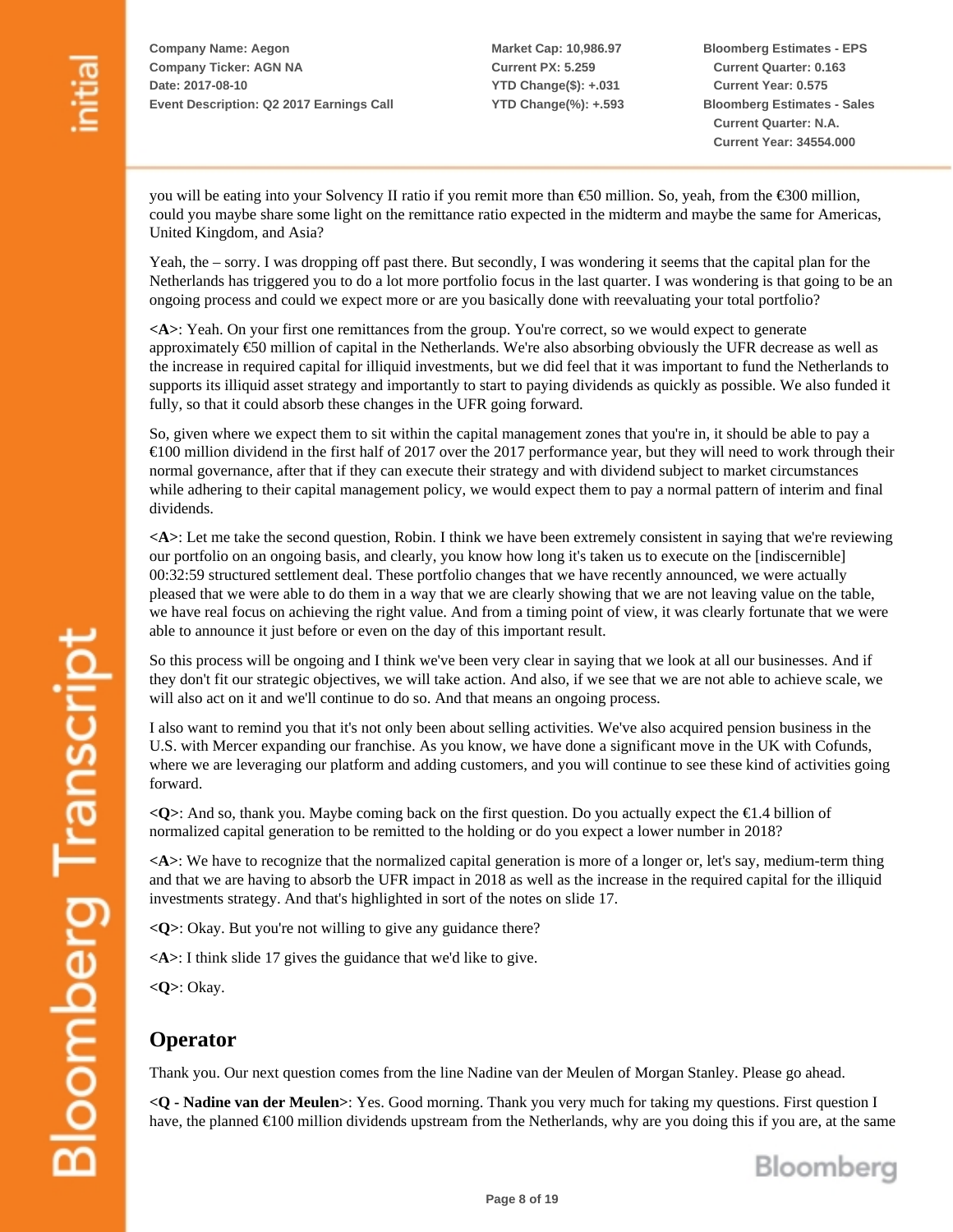you will be eating into your Solvency II ratio if you remit more than €50 million. So, yeah, from the €300 million, could you maybe share some light on the remittance ratio expected in the midterm and maybe the same for Americas, United Kingdom, and Asia?

Yeah, the – sorry. I was dropping off past there. But secondly, I was wondering it seems that the capital plan for the Netherlands has triggered you to do a lot more portfolio focus in the last quarter. I was wondering is that going to be an ongoing process and could we expect more or are you basically done with reevaluating your total portfolio?

**<A>**: Yeah. On your first one remittances from the group. You're correct, so we would expect to generate approximately €50 million of capital in the Netherlands. We're also absorbing obviously the UFR decrease as well as the increase in required capital for illiquid investments, but we did feel that it was important to fund the Netherlands to supports its illiquid asset strategy and importantly to start to paying dividends as quickly as possible. We also funded it fully, so that it could absorb these changes in the UFR going forward.

So, given where we expect them to sit within the capital management zones that you're in, it should be able to pay a €100 million dividend in the first half of 2017 over the 2017 performance year, but they will need to work through their normal governance, after that if they can execute their strategy and with dividend subject to market circumstances while adhering to their capital management policy, we would expect them to pay a normal pattern of interim and final dividends.

**<A>**: Let me take the second question, Robin. I think we have been extremely consistent in saying that we're reviewing our portfolio on an ongoing basis, and clearly, you know how long it's taken us to execute on the [indiscernible] 00:32:59 structured settlement deal. These portfolio changes that we have recently announced, we were actually pleased that we were able to do them in a way that we are clearly showing that we are not leaving value on the table, we have real focus on achieving the right value. And from a timing point of view, it was clearly fortunate that we were able to announce it just before or even on the day of this important result.

So this process will be ongoing and I think we've been very clear in saying that we look at all our businesses. And if they don't fit our strategic objectives, we will take action. And also, if we see that we are not able to achieve scale, we will also act on it and we'll continue to do so. And that means an ongoing process.

I also want to remind you that it's not only been about selling activities. We've also acquired pension business in the U.S. with Mercer expanding our franchise. As you know, we have done a significant move in the UK with Cofunds, where we are leveraging our platform and adding customers, and you will continue to see these kind of activities going forward.

**<Q>**: And so, thank you. Maybe coming back on the first question. Do you actually expect the €1.4 billion of normalized capital generation to be remitted to the holding or do you expect a lower number in 2018?

**<A>**: We have to recognize that the normalized capital generation is more of a longer or, let's say, medium-term thing and that we are having to absorb the UFR impact in 2018 as well as the increase in the required capital for the illiquid investments strategy. And that's highlighted in sort of the notes on slide 17.

**<Q>**: Okay. But you're not willing to give any guidance there?

**<A>**: I think slide 17 gives the guidance that we'd like to give.

**<Q>**: Okay.

## Operator

Thank you. Our next question comes from the line Nadine van der Meulen of Morgan Stanley. Please go ahead.

**<Q - Nadine van der Meulen>**: Yes. Good morning. Thank you very much for taking my questions. First question I have, the planned €100 million dividends upstream from the Netherlands, why are you doing this if you are, at the same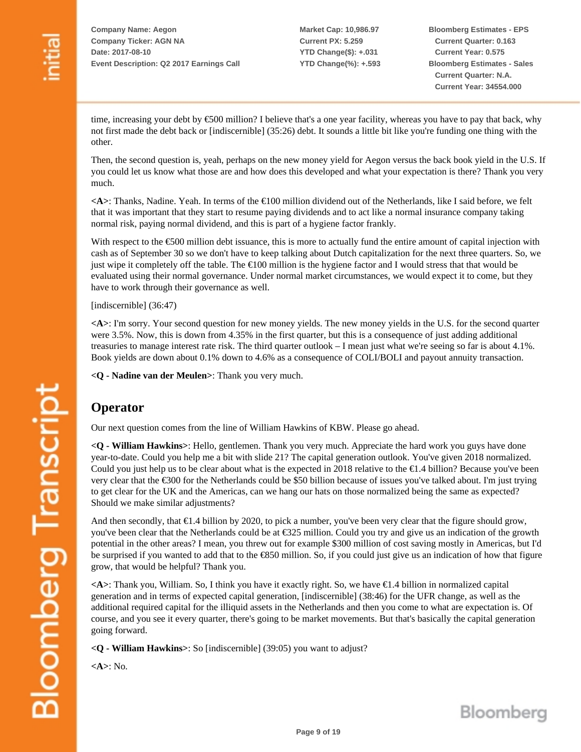time, increasing your debt by €500 million? I believe that's a one year facility, whereas you have to pay that back, why not first made the debt back or [indiscernible] (35:26) debt. It sounds a little bit like you're funding one thing with the other.

Then, the second question is, yeah, perhaps on the new money yield for Aegon versus the back book yield in the U.S. If you could let us know what those are and how does this developed and what your expectation is there? Thank you very much.

**<A>**: Thanks, Nadine. Yeah. In terms of the €100 million dividend out of the Netherlands, like I said before, we felt that it was important that they start to resume paying dividends and to act like a normal insurance company taking normal risk, paying normal dividend, and this is part of a hygiene factor frankly.

With respect to the €500 million debt issuance, this is more to actually fund the entire amount of capital injection with cash as of September 30 so we don't have to keep talking about Dutch capitalization for the next three quarters. So, we just wipe it completely off the table. The €100 million is the hygiene factor and I would stress that that would be evaluated using their normal governance. Under normal market circumstances, we would expect it to come, but they have to work through their governance as well.

[indiscernible] (36:47)

**<A>**: I'm sorry. Your second question for new money yields. The new money yields in the U.S. for the second quarter were 3.5%. Now, this is down from 4.35% in the first quarter, but this is a consequence of just adding additional treasuries to manage interest rate risk. The third quarter outlook – I mean just what we're seeing so far is about 4.1%. Book yields are down about 0.1% down to 4.6% as a consequence of COLI/BOLI and payout annuity transaction.

**<Q - Nadine van der Meulen>**: Thank you very much.

## Operator

Our next question comes from the line of William Hawkins of KBW. Please go ahead.

**<Q - William Hawkins>**: Hello, gentlemen. Thank you very much. Appreciate the hard work you guys have done year-to-date. Could you help me a bit with slide 21? The capital generation outlook. You've given 2018 normalized. Could you just help us to be clear about what is the expected in 2018 relative to the €1.4 billion? Because you've been very clear that the €300 for the Netherlands could be $50 billion because of issues you've talked about. I'm just trying to get clear for the UK and the Americas, can we hang our hats on those normalized being the same as expected? Should we make similar adjustments?

And then secondly, that €1.4 billion by 2020, to pick a number, you've been very clear that the figure should grow, you've been clear that the Netherlands could be at €325 million. Could you try and give us an indication of the growth potential in the other areas? I mean, you threw out for example $300 million of cost saving mostly in Americas, but I'd be surprised if you wanted to add that to the €850 million. So, if you could just give us an indication of how that figure grow, that would be helpful? Thank you.

**<A>**: Thank you, William. So, I think you have it exactly right. So, we have €1.4 billion in normalized capital generation and in terms of expected capital generation, [indiscernible] (38:46) for the UFR change, as well as the additional required capital for the illiquid assets in the Netherlands and then you come to what are expectation is. Of course, and you see it every quarter, there's going to be market movements. But that's basically the capital generation going forward.

**<Q - William Hawkins>**: So [indiscernible] (39:05) you want to adjust?

**<A>**: No.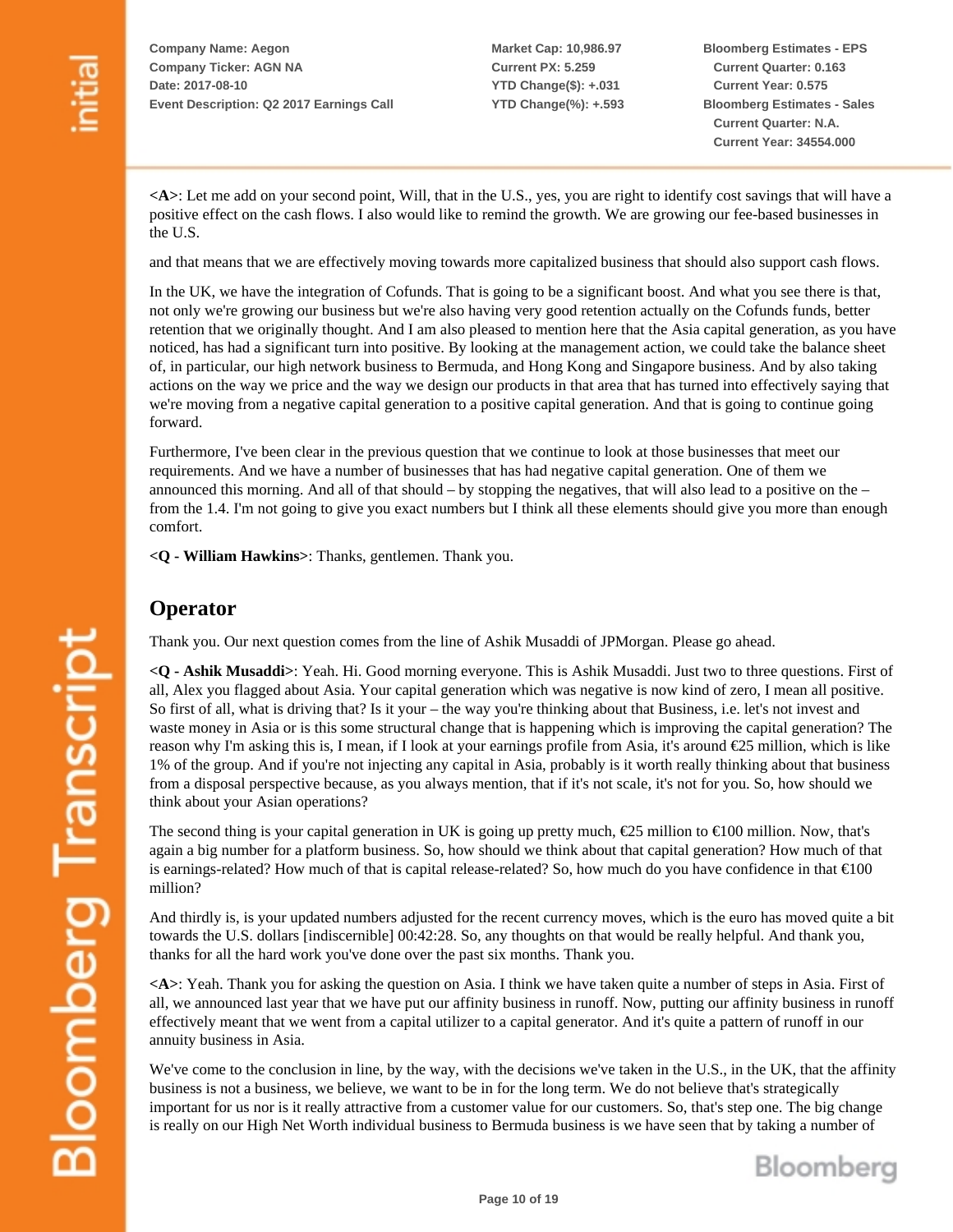**<A>**: Let me add on your second point, Will, that in the U.S., yes, you are right to identify cost savings that will have a positive effect on the cash flows. I also would like to remind the growth. We are growing our fee-based businesses in the U.S.

and that means that we are effectively moving towards more capitalized business that should also support cash flows.

In the UK, we have the integration of Cofunds. That is going to be a significant boost. And what you see there is that, not only we're growing our business but we're also having very good retention actually on the Cofunds funds, better retention that we originally thought. And I am also pleased to mention here that the Asia capital generation, as you have noticed, has had a significant turn into positive. By looking at the management action, we could take the balance sheet of, in particular, our high network business to Bermuda, and Hong Kong and Singapore business. And by also taking actions on the way we price and the way we design our products in that area that has turned into effectively saying that we're moving from a negative capital generation to a positive capital generation. And that is going to continue going forward.

Furthermore, I've been clear in the previous question that we continue to look at those businesses that meet our requirements. And we have a number of businesses that has had negative capital generation. One of them we announced this morning. And all of that should – by stopping the negatives, that will also lead to a positive on the – from the 1.4. I'm not going to give you exact numbers but I think all these elements should give you more than enough comfort.

**<Q - William Hawkins>**: Thanks, gentlemen. Thank you.

## Operator

Thank you. Our next question comes from the line of Ashik Musaddi of JPMorgan. Please go ahead.

**<Q - Ashik Musaddi>**: Yeah. Hi. Good morning everyone. This is Ashik Musaddi. Just two to three questions. First of all, Alex you flagged about Asia. Your capital generation which was negative is now kind of zero, I mean all positive. So first of all, what is driving that? Is it your – the way you're thinking about that Business, i.e. let's not invest and waste money in Asia or is this some structural change that is happening which is improving the capital generation? The reason why I'm asking this is, I mean, if I look at your earnings profile from Asia, it's around €25 million, which is like 1% of the group. And if you're not injecting any capital in Asia, probably is it worth really thinking about that business from a disposal perspective because, as you always mention, that if it's not scale, it's not for you. So, how should we think about your Asian operations?

The second thing is your capital generation in UK is going up pretty much, €25 million to €100 million. Now, that's again a big number for a platform business. So, how should we think about that capital generation? How much of that is earnings-related? How much of that is capital release-related? So, how much do you have confidence in that €100 million?

And thirdly is, is your updated numbers adjusted for the recent currency moves, which is the euro has moved quite a bit towards the U.S. dollars [indiscernible] 00:42:28. So, any thoughts on that would be really helpful. And thank you, thanks for all the hard work you've done over the past six months. Thank you.

**<A>**: Yeah. Thank you for asking the question on Asia. I think we have taken quite a number of steps in Asia. First of all, we announced last year that we have put our affinity business in runoff. Now, putting our affinity business in runoff effectively meant that we went from a capital utilizer to a capital generator. And it's quite a pattern of runoff in our annuity business in Asia.

We've come to the conclusion in line, by the way, with the decisions we've taken in the U.S., in the UK, that the affinity business is not a business, we believe, we want to be in for the long term. We do not believe that's strategically important for us nor is it really attractive from a customer value for our customers. So, that's step one. The big change is really on our High Net Worth individual business to Bermuda business is we have seen that by taking a number of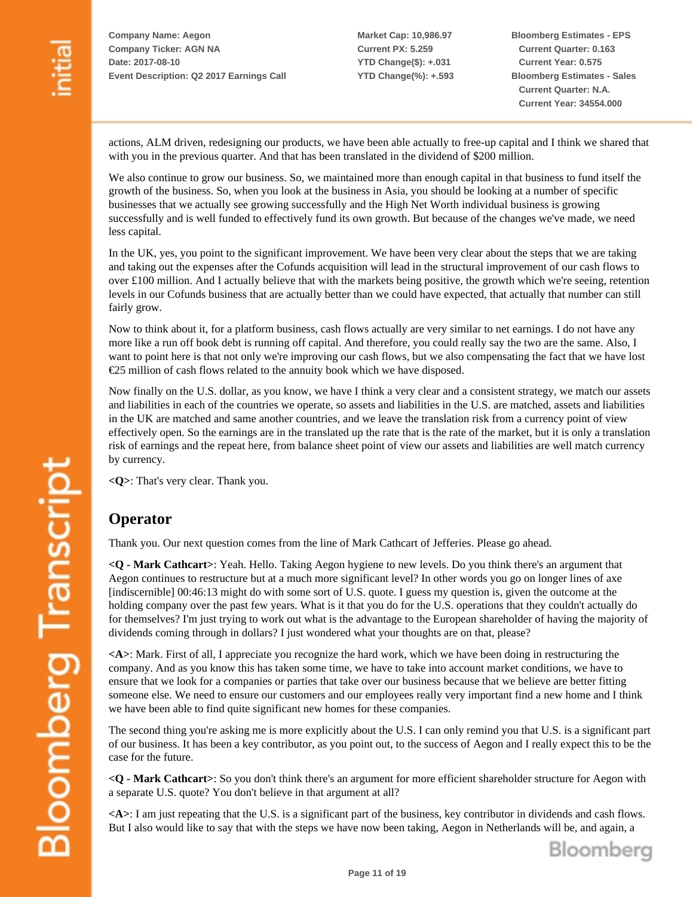actions, ALM driven, redesigning our products, we have been able actually to free-up capital and I think we shared that with you in the previous quarter. And that has been translated in the dividend of $200 million.

We also continue to grow our business. So, we maintained more than enough capital in that business to fund itself the growth of the business. So, when you look at the business in Asia, you should be looking at a number of specific businesses that we actually see growing successfully and the High Net Worth individual business is growing successfully and is well funded to effectively fund its own growth. But because of the changes we've made, we need less capital.

In the UK, yes, you point to the significant improvement. We have been very clear about the steps that we are taking and taking out the expenses after the Cofunds acquisition will lead in the structural improvement of our cash flows to over £100 million. And I actually believe that with the markets being positive, the growth which we're seeing, retention levels in our Cofunds business that are actually better than we could have expected, that actually that number can still fairly grow.

Now to think about it, for a platform business, cash flows actually are very similar to net earnings. I do not have any more like a run off book debt is running off capital. And therefore, you could really say the two are the same. Also, I want to point here is that not only we're improving our cash flows, but we also compensating the fact that we have lost €25 million of cash flows related to the annuity book which we have disposed.

Now finally on the U.S. dollar, as you know, we have I think a very clear and a consistent strategy, we match our assets and liabilities in each of the countries we operate, so assets and liabilities in the U.S. are matched, assets and liabilities in the UK are matched and same another countries, and we leave the translation risk from a currency point of view effectively open. So the earnings are in the translated up the rate that is the rate of the market, but it is only a translation risk of earnings and the repeat here, from balance sheet point of view our assets and liabilities are well match currency by currency.

**<Q>**: That's very clear. Thank you.

## Operator

Thank you. Our next question comes from the line of Mark Cathcart of Jefferies. Please go ahead.

**<Q - Mark Cathcart>**: Yeah. Hello. Taking Aegon hygiene to new levels. Do you think there's an argument that Aegon continues to restructure but at a much more significant level? In other words you go on longer lines of axe [indiscernible] 00:46:13 might do with some sort of U.S. quote. I guess my question is, given the outcome at the holding company over the past few years. What is it that you do for the U.S. operations that they couldn't actually do for themselves? I'm just trying to work out what is the advantage to the European shareholder of having the majority of dividends coming through in dollars? I just wondered what your thoughts are on that, please?

**<A>**: Mark. First of all, I appreciate you recognize the hard work, which we have been doing in restructuring the company. And as you know this has taken some time, we have to take into account market conditions, we have to ensure that we look for a companies or parties that take over our business because that we believe are better fitting someone else. We need to ensure our customers and our employees really very important find a new home and I think we have been able to find quite significant new homes for these companies.

The second thing you're asking me is more explicitly about the U.S. I can only remind you that U.S. is a significant part of our business. It has been a key contributor, as you point out, to the success of Aegon and I really expect this to be the case for the future.

**<Q - Mark Cathcart>**: So you don't think there's an argument for more efficient shareholder structure for Aegon with a separate U.S. quote? You don't believe in that argument at all?

**<A>**: I am just repeating that the U.S. is a significant part of the business, key contributor in dividends and cash flows. But I also would like to say that with the steps we have now been taking, Aegon in Netherlands will be, and again, a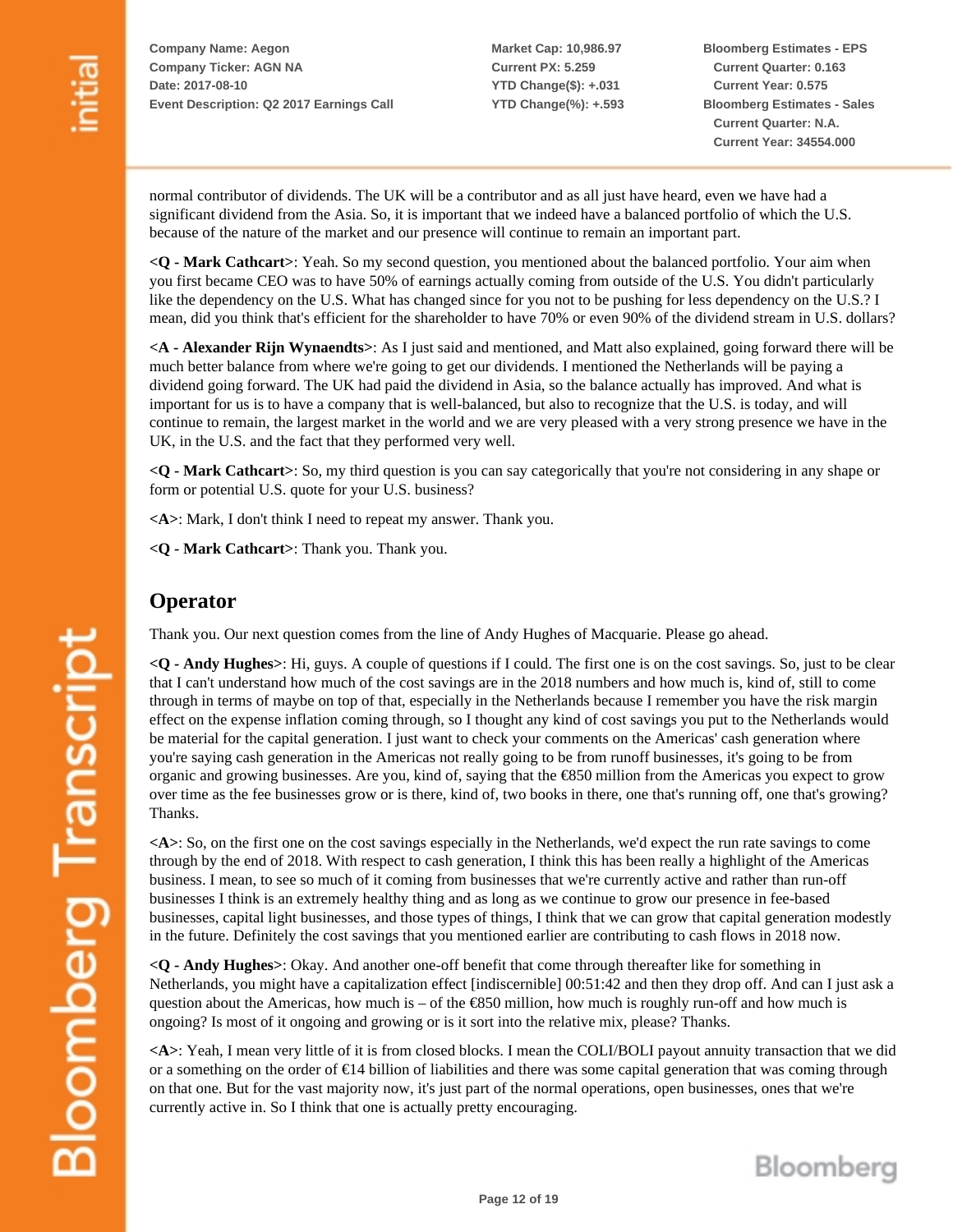normal contributor of dividends. The UK will be a contributor and as all just have heard, even we have had a significant dividend from the Asia. So, it is important that we indeed have a balanced portfolio of which the U.S. because of the nature of the market and our presence will continue to remain an important part.

**<Q - Mark Cathcart>**: Yeah. So my second question, you mentioned about the balanced portfolio. Your aim when you first became CEO was to have 50% of earnings actually coming from outside of the U.S. You didn't particularly like the dependency on the U.S. What has changed since for you not to be pushing for less dependency on the U.S.? I mean, did you think that's efficient for the shareholder to have 70% or even 90% of the dividend stream in U.S. dollars?

**<A - Alexander Rijn Wynaendts>**: As I just said and mentioned, and Matt also explained, going forward there will be much better balance from where we're going to get our dividends. I mentioned the Netherlands will be paying a dividend going forward. The UK had paid the dividend in Asia, so the balance actually has improved. And what is important for us is to have a company that is well-balanced, but also to recognize that the U.S. is today, and will continue to remain, the largest market in the world and we are very pleased with a very strong presence we have in the UK, in the U.S. and the fact that they performed very well.

**<Q - Mark Cathcart>**: So, my third question is you can say categorically that you're not considering in any shape or form or potential U.S. quote for your U.S. business?

**<A>**: Mark, I don't think I need to repeat my answer. Thank you.

**<Q - Mark Cathcart>**: Thank you. Thank you.

## Operator

Thank you. Our next question comes from the line of Andy Hughes of Macquarie. Please go ahead.

**<Q - Andy Hughes>**: Hi, guys. A couple of questions if I could. The first one is on the cost savings. So, just to be clear that I can't understand how much of the cost savings are in the 2018 numbers and how much is, kind of, still to come through in terms of maybe on top of that, especially in the Netherlands because I remember you have the risk margin effect on the expense inflation coming through, so I thought any kind of cost savings you put to the Netherlands would be material for the capital generation. I just want to check your comments on the Americas' cash generation where you're saying cash generation in the Americas not really going to be from runoff businesses, it's going to be from organic and growing businesses. Are you, kind of, saying that the €850 million from the Americas you expect to grow over time as the fee businesses grow or is there, kind of, two books in there, one that's running off, one that's growing? Thanks.

**<A>**: So, on the first one on the cost savings especially in the Netherlands, we'd expect the run rate savings to come through by the end of 2018. With respect to cash generation, I think this has been really a highlight of the Americas business. I mean, to see so much of it coming from businesses that we're currently active and rather than run-off businesses I think is an extremely healthy thing and as long as we continue to grow our presence in fee-based businesses, capital light businesses, and those types of things, I think that we can grow that capital generation modestly in the future. Definitely the cost savings that you mentioned earlier are contributing to cash flows in 2018 now.

**<Q - Andy Hughes>**: Okay. And another one-off benefit that come through thereafter like for something in Netherlands, you might have a capitalization effect [indiscernible] 00:51:42 and then they drop off. And can I just ask a question about the Americas, how much is – of the €850 million, how much is roughly run-off and how much is ongoing? Is most of it ongoing and growing or is it sort into the relative mix, please? Thanks.

**<A>**: Yeah, I mean very little of it is from closed blocks. I mean the COLI/BOLI payout annuity transaction that we did or a something on the order of €14 billion of liabilities and there was some capital generation that was coming through on that one. But for the vast majority now, it's just part of the normal operations, open businesses, ones that we're currently active in. So I think that one is actually pretty encouraging.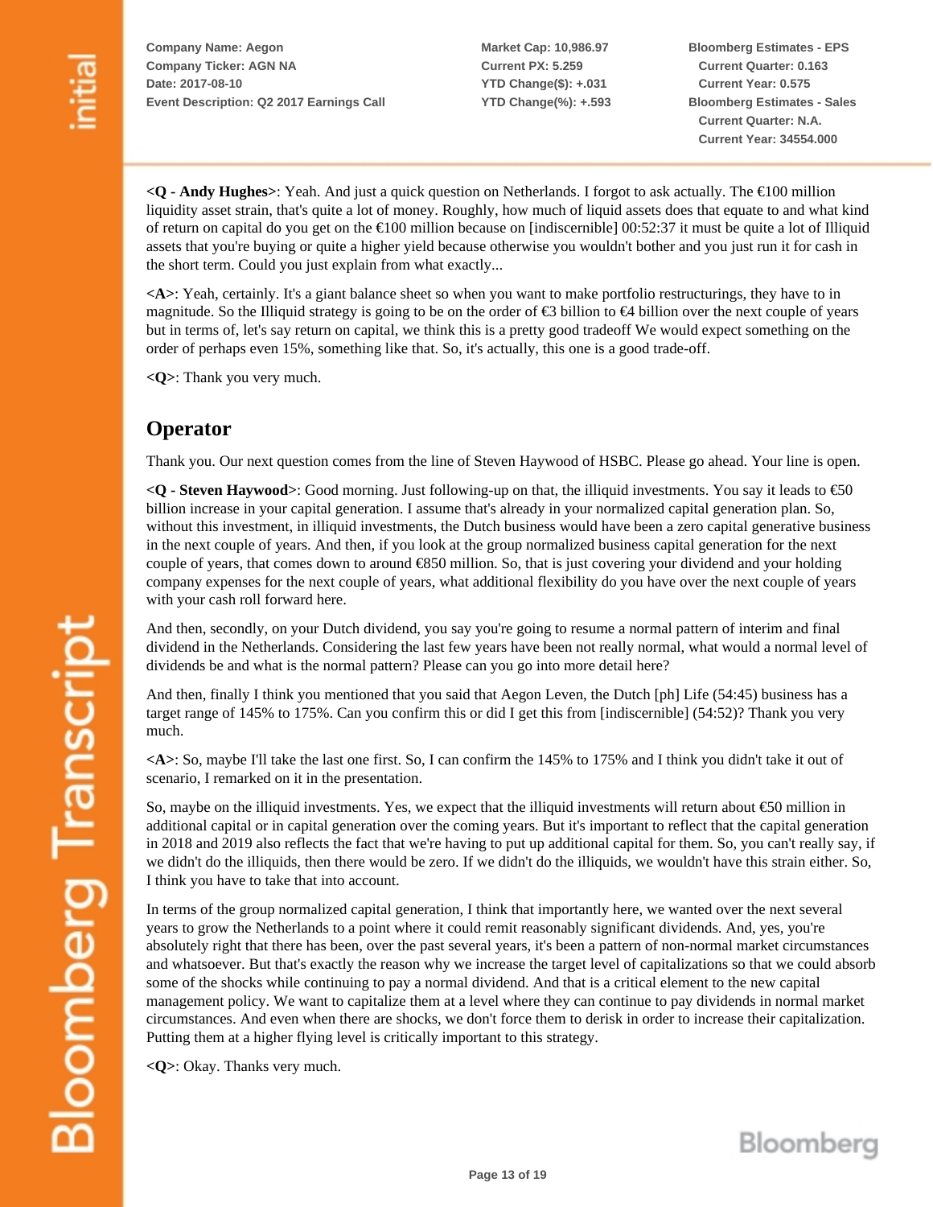**<Q - Andy Hughes>**: Yeah. And just a quick question on Netherlands. I forgot to ask actually. The €100 million liquidity asset strain, that's quite a lot of money. Roughly, how much of liquid assets does that equate to and what kind of return on capital do you get on the €100 million because on [indiscernible] 00:52:37 it must be quite a lot of Illiquid assets that you're buying or quite a higher yield because otherwise you wouldn't bother and you just run it for cash in the short term. Could you just explain from what exactly...

**<A>**: Yeah, certainly. It's a giant balance sheet so when you want to make portfolio restructurings, they have to in magnitude. So the Illiquid strategy is going to be on the order of €3 billion to €4 billion over the next couple of years but in terms of, let's say return on capital, we think this is a pretty good tradeoff We would expect something on the order of perhaps even 15%, something like that. So, it's actually, this one is a good trade-off.

**<Q>**: Thank you very much.

## Operator

Thank you. Our next question comes from the line of Steven Haywood of HSBC. Please go ahead. Your line is open.

**<Q - Steven Haywood>**: Good morning. Just following-up on that, the illiquid investments. You say it leads to €50 billion increase in your capital generation. I assume that's already in your normalized capital generation plan. So, without this investment, in illiquid investments, the Dutch business would have been a zero capital generative business in the next couple of years. And then, if you look at the group normalized business capital generation for the next couple of years, that comes down to around €850 million. So, that is just covering your dividend and your holding company expenses for the next couple of years, what additional flexibility do you have over the next couple of years with your cash roll forward here.

And then, secondly, on your Dutch dividend, you say you're going to resume a normal pattern of interim and final dividend in the Netherlands. Considering the last few years have been not really normal, what would a normal level of dividends be and what is the normal pattern? Please can you go into more detail here?

And then, finally I think you mentioned that you said that Aegon Leven, the Dutch [ph] Life (54:45) business has a target range of 145% to 175%. Can you confirm this or did I get this from [indiscernible] (54:52)? Thank you very much.

**<A>**: So, maybe I'll take the last one first. So, I can confirm the 145% to 175% and I think you didn't take it out of scenario, I remarked on it in the presentation.

So, maybe on the illiquid investments. Yes, we expect that the illiquid investments will return about €50 million in additional capital or in capital generation over the coming years. But it's important to reflect that the capital generation in 2018 and 2019 also reflects the fact that we're having to put up additional capital for them. So, you can't really say, if we didn't do the illiquids, then there would be zero. If we didn't do the illiquids, we wouldn't have this strain either. So, I think you have to take that into account.

In terms of the group normalized capital generation, I think that importantly here, we wanted over the next several years to grow the Netherlands to a point where it could remit reasonably significant dividends. And, yes, you're absolutely right that there has been, over the past several years, it's been a pattern of non-normal market circumstances and whatsoever. But that's exactly the reason why we increase the target level of capitalizations so that we could absorb some of the shocks while continuing to pay a normal dividend. And that is a critical element to the new capital management policy. We want to capitalize them at a level where they can continue to pay dividends in normal market circumstances. And even when there are shocks, we don't force them to derisk in order to increase their capitalization. Putting them at a higher flying level is critically important to this strategy.

**<Q>**: Okay. Thanks very much.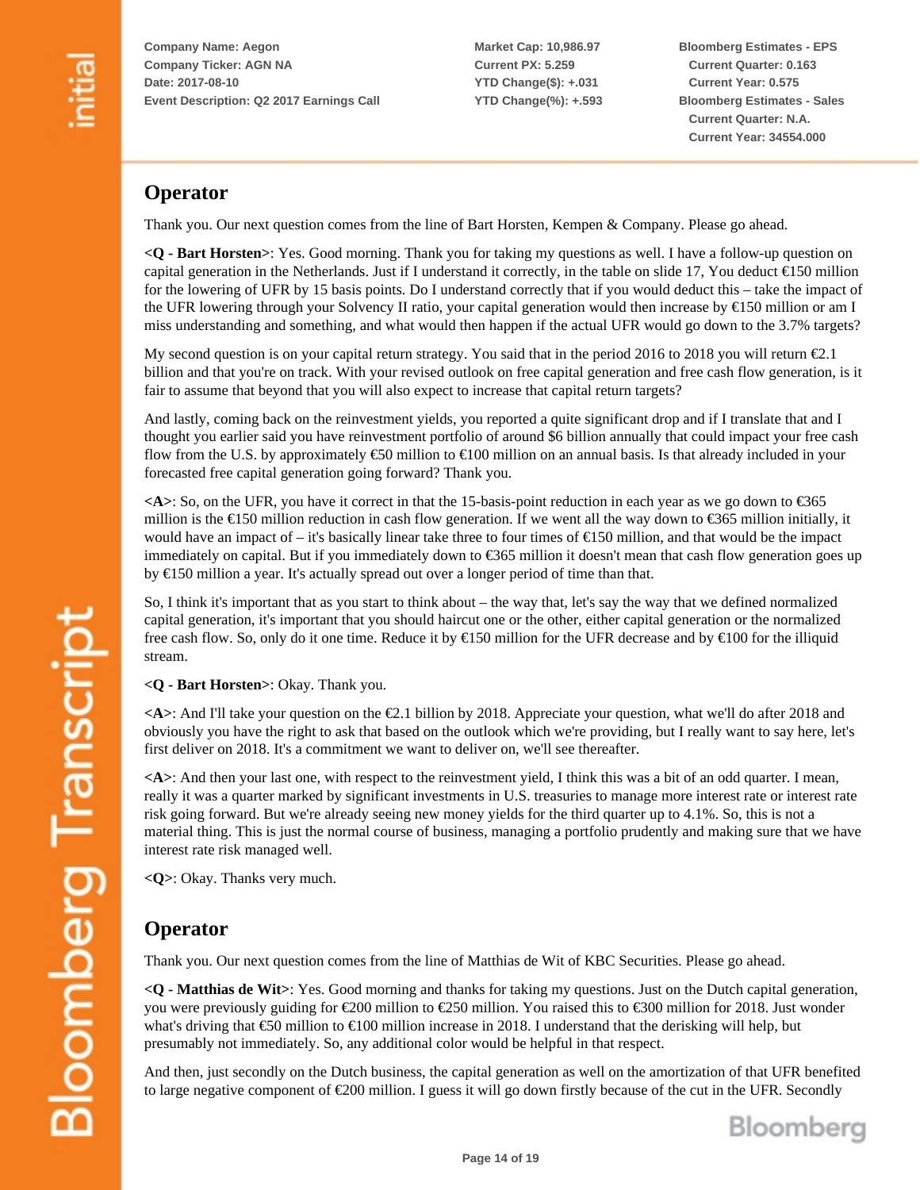## Operator

Thank you. Our next question comes from the line of Bart Horsten, Kempen & Company. Please go ahead.

**<Q - Bart Horsten>**: Yes. Good morning. Thank you for taking my questions as well. I have a follow-up question on capital generation in the Netherlands. Just if I understand it correctly, in the table on slide 17, You deduct €150 million for the lowering of UFR by 15 basis points. Do I understand correctly that if you would deduct this – take the impact of the UFR lowering through your Solvency II ratio, your capital generation would then increase by €150 million or am I miss understanding and something, and what would then happen if the actual UFR would go down to the 3.7% targets?

My second question is on your capital return strategy. You said that in the period 2016 to 2018 you will return €2.1 billion and that you're on track. With your revised outlook on free capital generation and free cash flow generation, is it fair to assume that beyond that you will also expect to increase that capital return targets?

And lastly, coming back on the reinvestment yields, you reported a quite significant drop and if I translate that and I thought you earlier said you have reinvestment portfolio of around $6 billion annually that could impact your free cash flow from the U.S. by approximately €50 million to €100 million on an annual basis. Is that already included in your forecasted free capital generation going forward? Thank you.

**<A>**: So, on the UFR, you have it correct in that the 15-basis-point reduction in each year as we go down to €365 million is the €150 million reduction in cash flow generation. If we went all the way down to €365 million initially, it would have an impact of – it's basically linear take three to four times of €150 million, and that would be the impact immediately on capital. But if you immediately down to €365 million it doesn't mean that cash flow generation goes up by €150 million a year. It's actually spread out over a longer period of time than that.

So, I think it's important that as you start to think about – the way that, let's say the way that we defined normalized capital generation, it's important that you should haircut one or the other, either capital generation or the normalized free cash flow. So, only do it one time. Reduce it by €150 million for the UFR decrease and by €100 for the illiquid stream.

**<Q - Bart Horsten>**: Okay. Thank you.

**<A>**: And I'll take your question on the €2.1 billion by 2018. Appreciate your question, what we'll do after 2018 and obviously you have the right to ask that based on the outlook which we're providing, but I really want to say here, let's first deliver on 2018. It's a commitment we want to deliver on, we'll see thereafter.

**<A>**: And then your last one, with respect to the reinvestment yield, I think this was a bit of an odd quarter. I mean, really it was a quarter marked by significant investments in U.S. treasuries to manage more interest rate or interest rate risk going forward. But we're already seeing new money yields for the third quarter up to 4.1%. So, this is not a material thing. This is just the normal course of business, managing a portfolio prudently and making sure that we have interest rate risk managed well.

**<Q>**: Okay. Thanks very much.

## Operator

Thank you. Our next question comes from the line of Matthias de Wit of KBC Securities. Please go ahead.

**<Q - Matthias de Wit>**: Yes. Good morning and thanks for taking my questions. Just on the Dutch capital generation, you were previously guiding for €200 million to €250 million. You raised this to €300 million for 2018. Just wonder what's driving that €50 million to €100 million increase in 2018. I understand that the derisking will help, but presumably not immediately. So, any additional color would be helpful in that respect.

And then, just secondly on the Dutch business, the capital generation as well on the amortization of that UFR benefited to large negative component of €200 million. I guess it will go down firstly because of the cut in the UFR. Secondly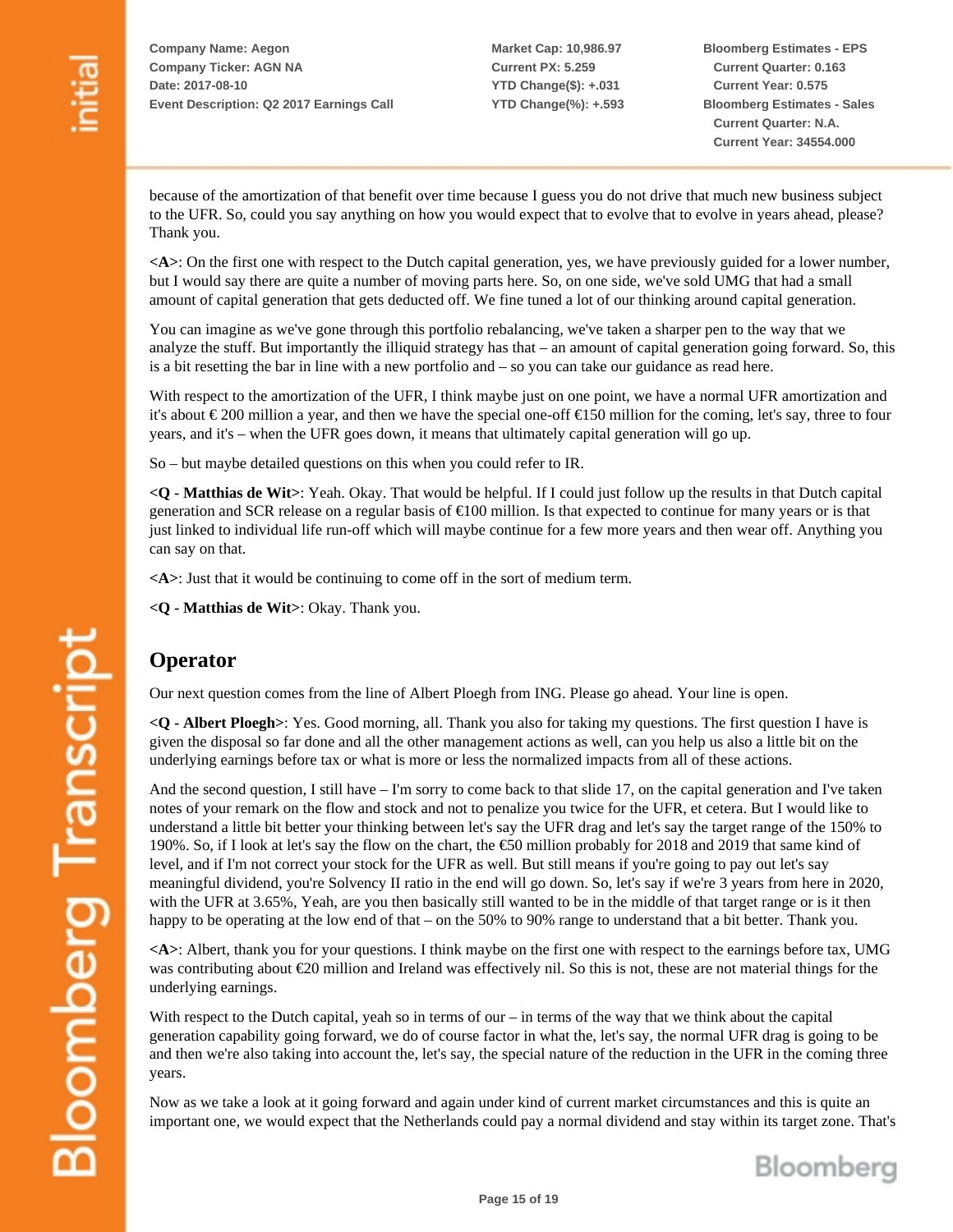because of the amortization of that benefit over time because I guess you do not drive that much new business subject to the UFR. So, could you say anything on how you would expect that to evolve that to evolve in years ahead, please? Thank you.

**<A>**: On the first one with respect to the Dutch capital generation, yes, we have previously guided for a lower number, but I would say there are quite a number of moving parts here. So, on one side, we've sold UMG that had a small amount of capital generation that gets deducted off. We fine tuned a lot of our thinking around capital generation.

You can imagine as we've gone through this portfolio rebalancing, we've taken a sharper pen to the way that we analyze the stuff. But importantly the illiquid strategy has that – an amount of capital generation going forward. So, this is a bit resetting the bar in line with a new portfolio and – so you can take our guidance as read here.

With respect to the amortization of the UFR, I think maybe just on one point, we have a normal UFR amortization and it's about € 200 million a year, and then we have the special one-off €150 million for the coming, let's say, three to four years, and it's – when the UFR goes down, it means that ultimately capital generation will go up.

So – but maybe detailed questions on this when you could refer to IR.

**<Q - Matthias de Wit>**: Yeah. Okay. That would be helpful. If I could just follow up the results in that Dutch capital generation and SCR release on a regular basis of €100 million. Is that expected to continue for many years or is that just linked to individual life run-off which will maybe continue for a few more years and then wear off. Anything you can say on that.

**<A>**: Just that it would be continuing to come off in the sort of medium term.

**<Q - Matthias de Wit>**: Okay. Thank you.

## Operator

Our next question comes from the line of Albert Ploegh from ING. Please go ahead. Your line is open.

**<Q - Albert Ploegh>**: Yes. Good morning, all. Thank you also for taking my questions. The first question I have is given the disposal so far done and all the other management actions as well, can you help us also a little bit on the underlying earnings before tax or what is more or less the normalized impacts from all of these actions.

And the second question, I still have – I'm sorry to come back to that slide 17, on the capital generation and I've taken notes of your remark on the flow and stock and not to penalize you twice for the UFR, et cetera. But I would like to understand a little bit better your thinking between let's say the UFR drag and let's say the target range of the 150% to 190%. So, if I look at let's say the flow on the chart, the €50 million probably for 2018 and 2019 that same kind of level, and if I'm not correct your stock for the UFR as well. But still means if you're going to pay out let's say meaningful dividend, you're Solvency II ratio in the end will go down. So, let's say if we're 3 years from here in 2020, with the UFR at 3.65%, Yeah, are you then basically still wanted to be in the middle of that target range or is it then happy to be operating at the low end of that – on the 50% to 90% range to understand that a bit better. Thank you.

**<A>**: Albert, thank you for your questions. I think maybe on the first one with respect to the earnings before tax, UMG was contributing about €20 million and Ireland was effectively nil. So this is not, these are not material things for the underlying earnings.

With respect to the Dutch capital, yeah so in terms of our – in terms of the way that we think about the capital generation capability going forward, we do of course factor in what the, let's say, the normal UFR drag is going to be and then we're also taking into account the, let's say, the special nature of the reduction in the UFR in the coming three years.

Now as we take a look at it going forward and again under kind of current market circumstances and this is quite an important one, we would expect that the Netherlands could pay a normal dividend and stay within its target zone. That's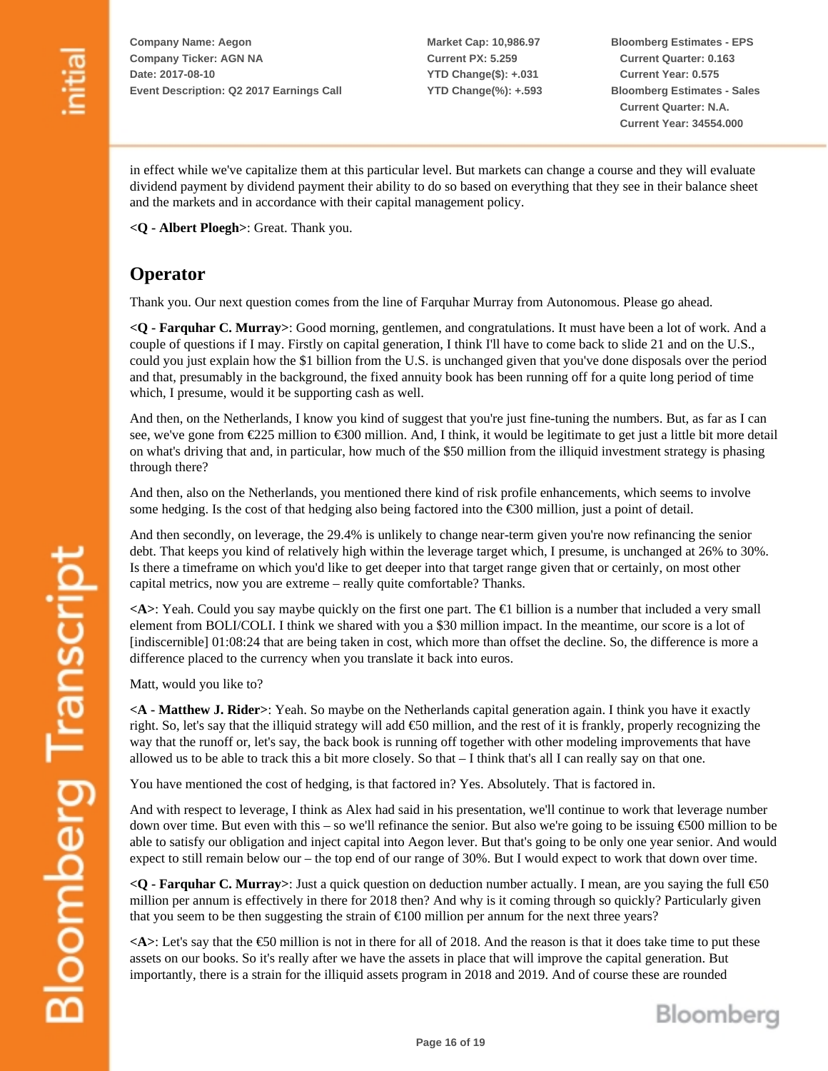in effect while we've capitalize them at this particular level. But markets can change a course and they will evaluate dividend payment by dividend payment their ability to do so based on everything that they see in their balance sheet and the markets and in accordance with their capital management policy.

**<Q - Albert Ploegh>**: Great. Thank you.

## Operator

Thank you. Our next question comes from the line of Farquhar Murray from Autonomous. Please go ahead.

**<Q - Farquhar C. Murray>**: Good morning, gentlemen, and congratulations. It must have been a lot of work. And a couple of questions if I may. Firstly on capital generation, I think I'll have to come back to slide 21 and on the U.S., could you just explain how the $1 billion from the U.S. is unchanged given that you've done disposals over the period and that, presumably in the background, the fixed annuity book has been running off for a quite long period of time which, I presume, would it be supporting cash as well.

And then, on the Netherlands, I know you kind of suggest that you're just fine-tuning the numbers. But, as far as I can see, we've gone from €225 million to €300 million. And, I think, it would be legitimate to get just a little bit more detail on what's driving that and, in particular, how much of the $50 million from the illiquid investment strategy is phasing through there?

And then, also on the Netherlands, you mentioned there kind of risk profile enhancements, which seems to involve some hedging. Is the cost of that hedging also being factored into the €300 million, just a point of detail.

And then secondly, on leverage, the 29.4% is unlikely to change near-term given you're now refinancing the senior debt. That keeps you kind of relatively high within the leverage target which, I presume, is unchanged at 26% to 30%. Is there a timeframe on which you'd like to get deeper into that target range given that or certainly, on most other capital metrics, now you are extreme – really quite comfortable? Thanks.

**<A>**: Yeah. Could you say maybe quickly on the first one part. The €1 billion is a number that included a very small element from BOLI/COLI. I think we shared with you a $30 million impact. In the meantime, our score is a lot of [indiscernible] 01:08:24 that are being taken in cost, which more than offset the decline. So, the difference is more a difference placed to the currency when you translate it back into euros.

Matt, would you like to?

**<A - Matthew J. Rider>**: Yeah. So maybe on the Netherlands capital generation again. I think you have it exactly right. So, let's say that the illiquid strategy will add €50 million, and the rest of it is frankly, properly recognizing the way that the runoff or, let's say, the back book is running off together with other modeling improvements that have allowed us to be able to track this a bit more closely. So that – I think that's all I can really say on that one.

You have mentioned the cost of hedging, is that factored in? Yes. Absolutely. That is factored in.

And with respect to leverage, I think as Alex had said in his presentation, we'll continue to work that leverage number down over time. But even with this – so we'll refinance the senior. But also we're going to be issuing €500 million to be able to satisfy our obligation and inject capital into Aegon lever. But that's going to be only one year senior. And would expect to still remain below our – the top end of our range of 30%. But I would expect to work that down over time.

**<Q - Farquhar C. Murray>**: Just a quick question on deduction number actually. I mean, are you saying the full €50 million per annum is effectively in there for 2018 then? And why is it coming through so quickly? Particularly given that you seem to be then suggesting the strain of €100 million per annum for the next three years?

**<A>**: Let's say that the €50 million is not in there for all of 2018. And the reason is that it does take time to put these assets on our books. So it's really after we have the assets in place that will improve the capital generation. But importantly, there is a strain for the illiquid assets program in 2018 and 2019. And of course these are rounded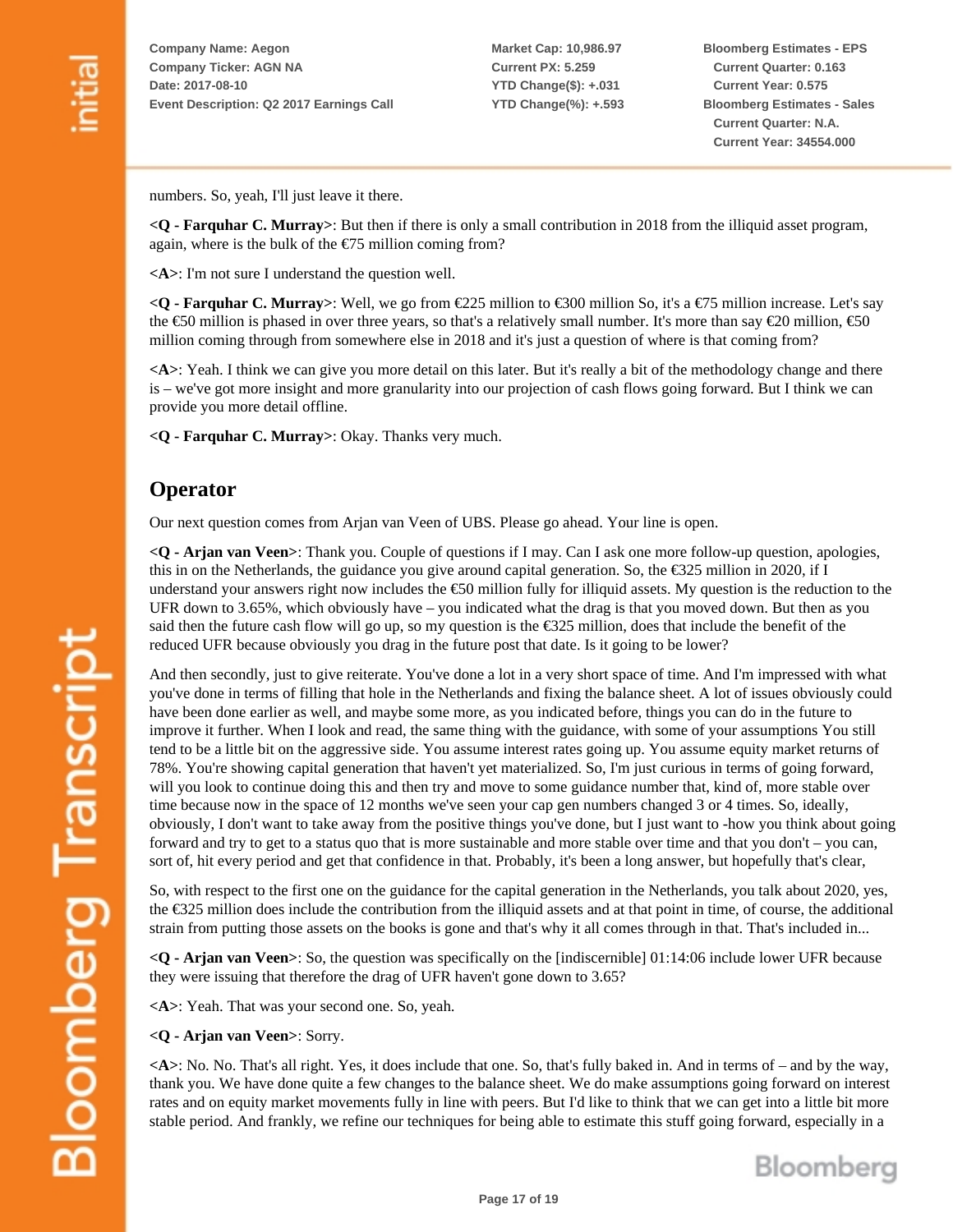numbers. So, yeah, I'll just leave it there.

**<Q - Farquhar C. Murray>**: But then if there is only a small contribution in 2018 from the illiquid asset program, again, where is the bulk of the €75 million coming from?

**<A>**: I'm not sure I understand the question well.

**<Q - Farquhar C. Murray>**: Well, we go from €225 million to €300 million So, it's a €75 million increase. Let's say the €50 million is phased in over three years, so that's a relatively small number. It's more than say €20 million, €50 million coming through from somewhere else in 2018 and it's just a question of where is that coming from?

**<A>**: Yeah. I think we can give you more detail on this later. But it's really a bit of the methodology change and there is – we've got more insight and more granularity into our projection of cash flows going forward. But I think we can provide you more detail offline.

**<Q - Farquhar C. Murray>**: Okay. Thanks very much.

## Operator

Our next question comes from Arjan van Veen of UBS. Please go ahead. Your line is open.

**<Q - Arjan van Veen>**: Thank you. Couple of questions if I may. Can I ask one more follow-up question, apologies, this in on the Netherlands, the guidance you give around capital generation. So, the €325 million in 2020, if I understand your answers right now includes the €50 million fully for illiquid assets. My question is the reduction to the UFR down to 3.65%, which obviously have – you indicated what the drag is that you moved down. But then as you said then the future cash flow will go up, so my question is the €325 million, does that include the benefit of the reduced UFR because obviously you drag in the future post that date. Is it going to be lower?

And then secondly, just to give reiterate. You've done a lot in a very short space of time. And I'm impressed with what you've done in terms of filling that hole in the Netherlands and fixing the balance sheet. A lot of issues obviously could have been done earlier as well, and maybe some more, as you indicated before, things you can do in the future to improve it further. When I look and read, the same thing with the guidance, with some of your assumptions You still tend to be a little bit on the aggressive side. You assume interest rates going up. You assume equity market returns of 78%. You're showing capital generation that haven't yet materialized. So, I'm just curious in terms of going forward, will you look to continue doing this and then try and move to some guidance number that, kind of, more stable over time because now in the space of 12 months we've seen your cap gen numbers changed 3 or 4 times. So, ideally, obviously, I don't want to take away from the positive things you've done, but I just want to -how you think about going forward and try to get to a status quo that is more sustainable and more stable over time and that you don't – you can, sort of, hit every period and get that confidence in that. Probably, it's been a long answer, but hopefully that's clear,

So, with respect to the first one on the guidance for the capital generation in the Netherlands, you talk about 2020, yes, the €325 million does include the contribution from the illiquid assets and at that point in time, of course, the additional strain from putting those assets on the books is gone and that's why it all comes through in that. That's included in...

**<Q - Arjan van Veen>**: So, the question was specifically on the [indiscernible] 01:14:06 include lower UFR because they were issuing that therefore the drag of UFR haven't gone down to 3.65?

**<A>**: Yeah. That was your second one. So, yeah.

**<Q - Arjan van Veen>**: Sorry.

**<A>**: No. No. That's all right. Yes, it does include that one. So, that's fully baked in. And in terms of – and by the way, thank you. We have done quite a few changes to the balance sheet. We do make assumptions going forward on interest rates and on equity market movements fully in line with peers. But I'd like to think that we can get into a little bit more stable period. And frankly, we refine our techniques for being able to estimate this stuff going forward, especially in a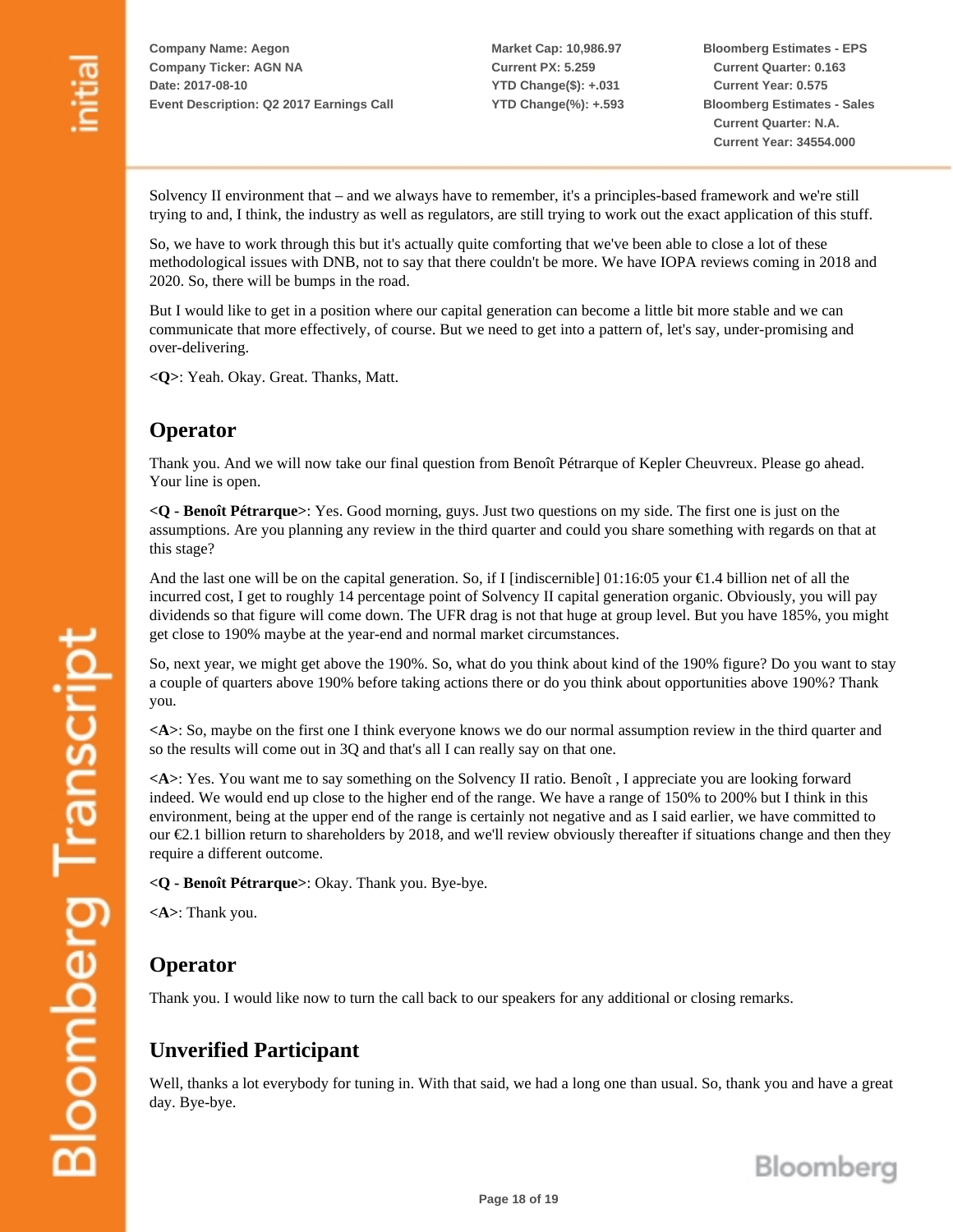Solvency II environment that – and we always have to remember, it's a principles-based framework and we're still trying to and, I think, the industry as well as regulators, are still trying to work out the exact application of this stuff.

So, we have to work through this but it's actually quite comforting that we've been able to close a lot of these methodological issues with DNB, not to say that there couldn't be more. We have IOPA reviews coming in 2018 and 2020. So, there will be bumps in the road.

But I would like to get in a position where our capital generation can become a little bit more stable and we can communicate that more effectively, of course. But we need to get into a pattern of, let's say, under-promising and over-delivering.

**<Q>**: Yeah. Okay. Great. Thanks, Matt.

## Operator

Thank you. And we will now take our final question from Benoît Pétrarque of Kepler Cheuvreux. Please go ahead. Your line is open.

**<Q - Benoît Pétrarque>**: Yes. Good morning, guys. Just two questions on my side. The first one is just on the assumptions. Are you planning any review in the third quarter and could you share something with regards on that at this stage?

And the last one will be on the capital generation. So, if I [indiscernible] 01:16:05 your €1.4 billion net of all the incurred cost, I get to roughly 14 percentage point of Solvency II capital generation organic. Obviously, you will pay dividends so that figure will come down. The UFR drag is not that huge at group level. But you have 185%, you might get close to 190% maybe at the year-end and normal market circumstances.

So, next year, we might get above the 190%. So, what do you think about kind of the 190% figure? Do you want to stay a couple of quarters above 190% before taking actions there or do you think about opportunities above 190%? Thank you.

**<A>**: So, maybe on the first one I think everyone knows we do our normal assumption review in the third quarter and so the results will come out in 3Q and that's all I can really say on that one.

**<A>**: Yes. You want me to say something on the Solvency II ratio. Benoît , I appreciate you are looking forward indeed. We would end up close to the higher end of the range. We have a range of 150% to 200% but I think in this environment, being at the upper end of the range is certainly not negative and as I said earlier, we have committed to our €2.1 billion return to shareholders by 2018, and we'll review obviously thereafter if situations change and then they require a different outcome.

**<Q - Benoît Pétrarque>**: Okay. Thank you. Bye-bye.

**<A>**: Thank you.

## Operator

Thank you. I would like now to turn the call back to our speakers for any additional or closing remarks.

## Unverified Participant

Well, thanks a lot everybody for tuning in. With that said, we had a long one than usual. So, thank you and have a great day. Bye-bye.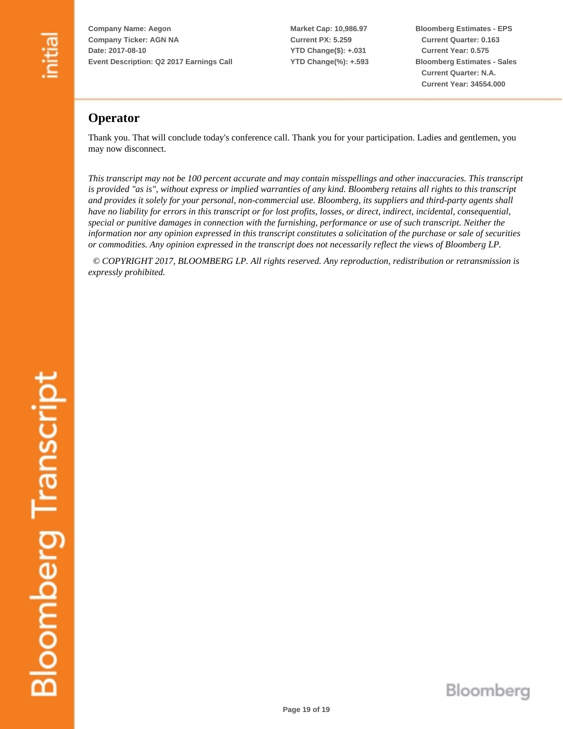Company Name: Aegon
Company Ticker: AGN NA
Date: 2017-08-10
Event Description: Q2 2017 Earnings Call

Market Cap: 10,986.97
Current PX: 5.259
YTD Change($): +.031
YTD Change(%): +.593

Bloomberg Estimates - EPS
Current Quarter: 0.163
Current Year: 0.575
Bloomberg Estimates - Sales
Current Quarter: N.A.
Current Year: 34554.000

## Operator

Thank you. That will conclude today's conference call. Thank you for your participation. Ladies and gentlemen, you may now disconnect.

*This transcript may not be 100 percent accurate and may contain misspellings and other inaccuracies. This transcript is provided "as is", without express or implied warranties of any kind. Bloomberg retains all rights to this transcript and provides it solely for your personal, non-commercial use. Bloomberg, its suppliers and third-party agents shall have no liability for errors in this transcript or for lost profits, losses, or direct, indirect, incidental, consequential, special or punitive damages in connection with the furnishing, performance or use of such transcript. Neither the information nor any opinion expressed in this transcript constitutes a solicitation of the purchase or sale of securities or commodities. Any opinion expressed in the transcript does not necessarily reflect the views of Bloomberg LP.*

*© COPYRIGHT 2017, BLOOMBERG LP. All rights reserved. Any reproduction, redistribution or retransmission is expressly prohibited.*